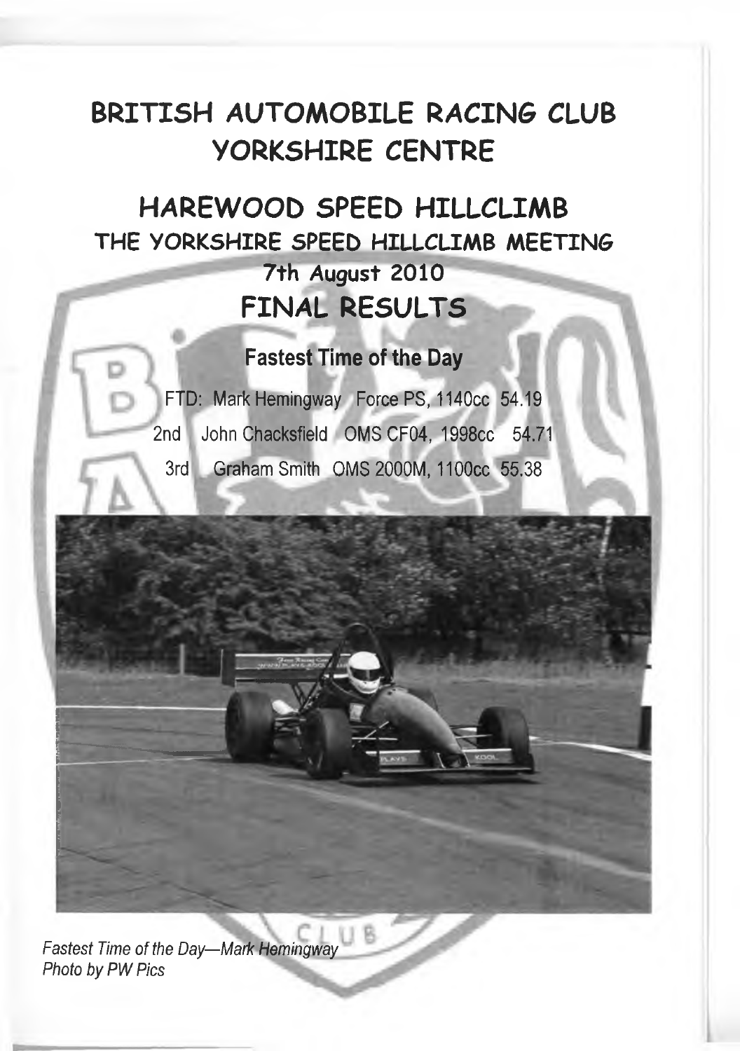# BRITISH AUTOMOBILE RACING CLUB YORKSHIRE CENTRE

## HAREWOOD SPEED HILLCLIMB

### THE YORKSHIRE SPEED HILLCLIMB MEETING

### 7th August 2010

## FINAL RESULTS

### Fastest Time of the Day

FTD: Mark Hemingway Force PS, 1140cc 54.19

2nd John Chacksfield OMS CF04, 1998cc 54.71

3rd Graham Smith OMS 2000M, 1100cc 55.38

*Fastest Time of the Day—Mark Hemingway*
*Photo by PW Pics*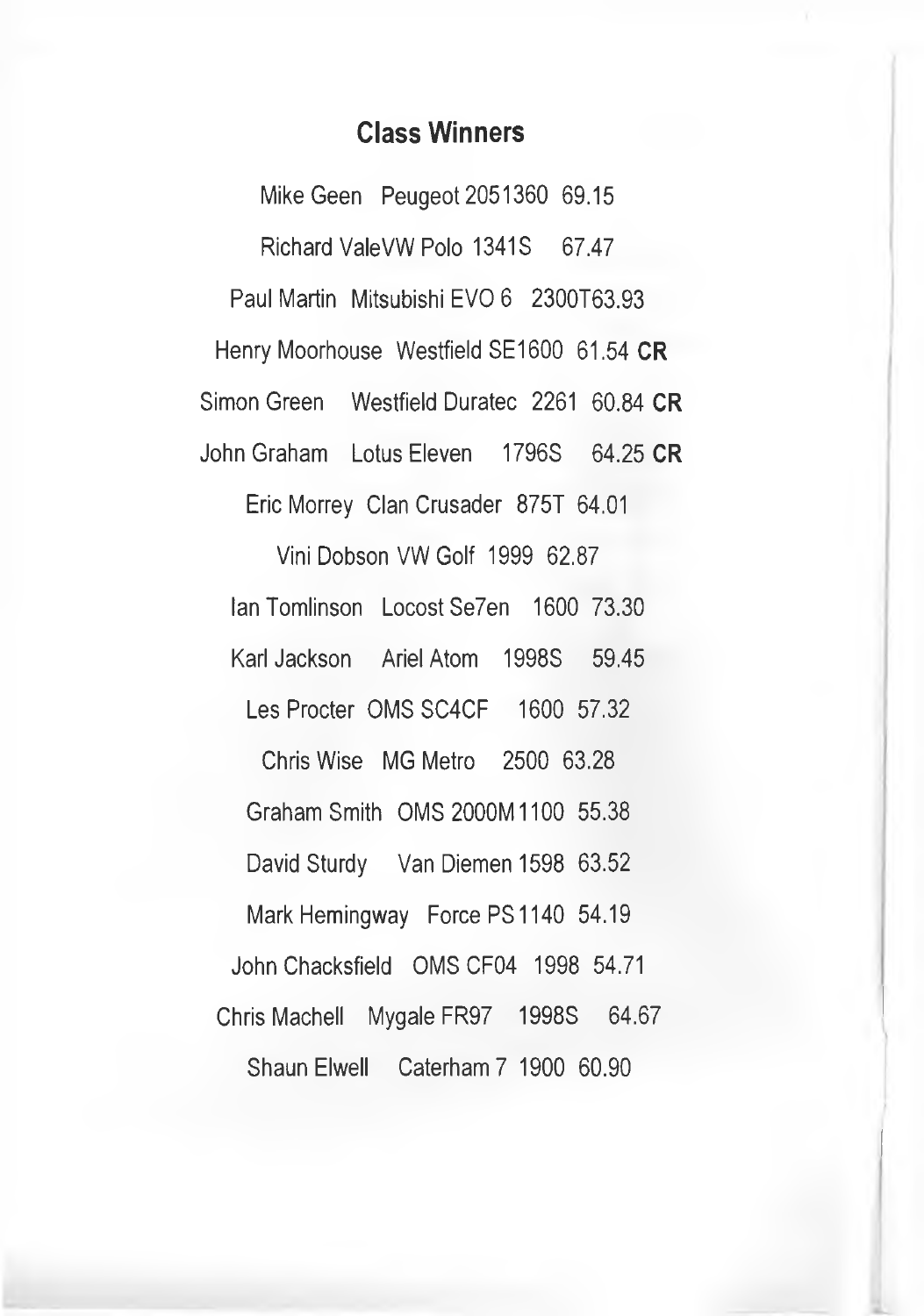## Class Winners

Mike Geen Peugeot 2051360 69.15

Richard ValeVW Polo 1341S 67.47

Paul Martin Mitsubishi EVO 6 2300T63.93

Henry Moorhouse Westfield SE1600 61.54 **CR**

Simon Green Westfield Duratec 2261 60.84 **CR**

John Graham Lotus Eleven 1796S 64.25 **CR**

Eric Morrey Clan Crusader 875T 64.01

Vini Dobson VW Golf 1999 62.87

Ian Tomlinson Locost Se7en 1600 73.30

Karl Jackson Ariel Atom 1998S 59.45

Les Procter OMS SC4CF 1600 57.32

Chris Wise MG Metro 2500 63.28

Graham Smith OMS 2000M 1100 55.38

David Sturdy Van Diemen 1598 63.52

Mark Hemingway Force PS 1140 54.19

John Chacksfield OMS CF04 1998 54.71

Chris Machell Mygale FR97 1998S 64.67

Shaun Elwell Caterham 7 1900 60.90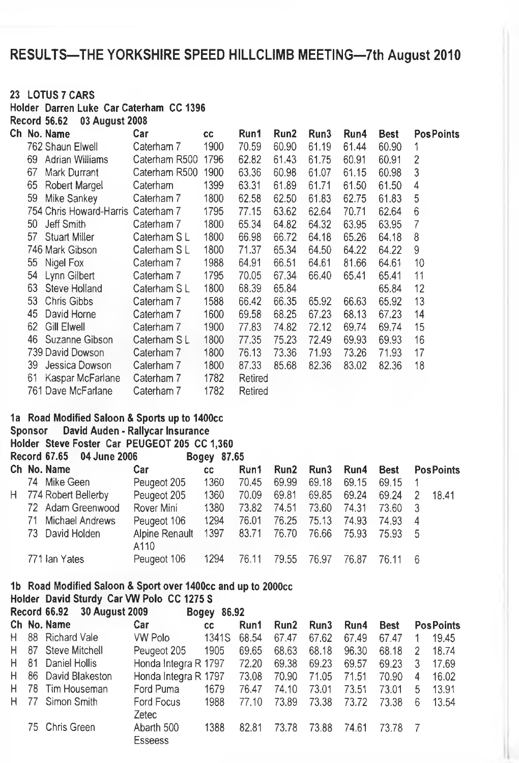# RESULTS—THE YORKSHIRE SPEED HILLCLIMB MEETING—7th August 2010

## 23 LOTUS 7 CARS

**Holder** Darren Luke **Car** Caterham **CC** 1396

**Record** 56.62 03 August 2008

| Ch | No. | Name | Car | cc | Run1 | Run2 | Run3 | Run4 | Best | Pos | Points |
|---|---|---|---|---|---|---|---|---|---|---|---|
| | 762 | Shaun Elwell | Caterham 7 | 1900 | 70.59 | 60.90 | 61.19 | 61.44 | 60.90 | 1 | |
| | 69 | Adrian Williams | Caterham R500 | 1796 | 62.82 | 61.43 | 61.75 | 60.91 | 60.91 | 2 | |
| | 67 | Mark Durrant | Caterham R500 | 1900 | 63.36 | 60.98 | 61.07 | 61.15 | 60.98 | 3 | |
| | 65 | Robert Margel | Caterham | 1399 | 63.31 | 61.89 | 61.71 | 61.50 | 61.50 | 4 | |
| | 59 | Mike Sankey | Caterham 7 | 1800 | 62.58 | 62.50 | 61.83 | 62.75 | 61.83 | 5 | |
| | 754 | Chris Howard-Harris | Caterham 7 | 1795 | 77.15 | 63.62 | 62.64 | 70.71 | 62.64 | 6 | |
| | 50 | Jeff Smith | Caterham 7 | 1800 | 65.34 | 64.82 | 64.32 | 63.95 | 63.95 | 7 | |
| | 57 | Stuart Miller | Caterham S L | 1800 | 66.98 | 66.72 | 64.18 | 65.26 | 64.18 | 8 | |
| | 746 | Mark Gibson | Caterham S L | 1800 | 71.37 | 65.34 | 64.50 | 64.22 | 64.22 | 9 | |
| | 55 | Nigel Fox | Caterham 7 | 1988 | 64.91 | 66.51 | 64.61 | 81.66 | 64.61 | 10 | |
| | 54 | Lynn Gilbert | Caterham 7 | 1795 | 70.05 | 67.34 | 66.40 | 65.41 | 65.41 | 11 | |
| | 63 | Steve Holland | Caterham S L | 1800 | 68.39 | 65.84 | | | 65.84 | 12 | |
| | 53 | Chris Gibbs | Caterham 7 | 1588 | 66.42 | 66.35 | 65.92 | 66.63 | 65.92 | 13 | |
| | 45 | David Horne | Caterham 7 | 1600 | 69.58 | 68.25 | 67.23 | 68.13 | 67.23 | 14 | |
| | 62 | Gill Elwell | Caterham 7 | 1900 | 77.83 | 74.82 | 72.12 | 69.74 | 69.74 | 15 | |
| | 46 | Suzanne Gibson | Caterham S L | 1800 | 77.35 | 75.23 | 72.49 | 69.93 | 69.93 | 16 | |
| | 739 | David Dowson | Caterham 7 | 1800 | 76.13 | 73.36 | 71.93 | 73.26 | 71.93 | 17 | |
| | 39 | Jessica Dowson | Caterham 7 | 1800 | 87.33 | 85.68 | 82.36 | 83.02 | 82.36 | 18 | |
| | 61 | Kaspar McFarlane | Caterham 7 | 1782 | Retired | | | | | | |
| | 761 | Dave McFarlane | Caterham 7 | 1782 | Retired | | | | | | |

## 1a Road Modified Saloon & Sports up to 1400cc

**Sponsor** David Auden - Rallycar Insurance

**Holder** Steve Foster **Car** PEUGEOT 205 **CC** 1,360

**Record** 67.65 04 June 2006 **Bogey** 87.65

| Ch | No. | Name | Car | cc | Run1 | Run2 | Run3 | Run4 | Best | Pos | Points |
|---|---|---|---|---|---|---|---|---|---|---|---|
| | 74 | Mike Geen | Peugeot 205 | 1360 | 70.45 | 69.99 | 69.18 | 69.15 | 69.15 | 1 | |
| H | 774 | Robert Bellerby | Peugeot 205 | 1360 | 70.09 | 69.81 | 69.85 | 69.24 | 69.24 | 2 | 18.41 |
| | 72 | Adam Greenwood | Rover Mini | 1380 | 73.82 | 74.51 | 73.60 | 74.31 | 73.60 | 3 | |
| | 71 | Michael Andrews | Peugeot 106 | 1294 | 76.01 | 76.25 | 75.13 | 74.93 | 74.93 | 4 | |
| | 73 | David Holden | Alpine Renault A110 | 1397 | 83.71 | 76.70 | 76.66 | 75.93 | 75.93 | 5 | |
| | 771 | Ian Yates | Peugeot 106 | 1294 | 76.11 | 79.55 | 76.97 | 76.87 | 76.11 | 6 | |

## 1b Road Modified Saloon & Sport over 1400cc and up to 2000cc

**Holder** David Sturdy **Car** VW Polo **CC** 1275 S

**Record** 66.92 30 August 2009 **Bogey** 86.92

| Ch | No. | Name | Car | cc | Run1 | Run2 | Run3 | Run4 | Best | Pos | Points |
|---|---|---|---|---|---|---|---|---|---|---|---|
| H | 88 | Richard Vale | VW Polo | 1341S | 68.54 | 67.47 | 67.62 | 67.49 | 67.47 | 1 | 19.45 |
| H | 87 | Steve Mitchell | Peugeot 205 | 1905 | 69.65 | 68.63 | 68.18 | 96.30 | 68.18 | 2 | 18.74 |
| H | 81 | Daniel Hollis | Honda Integra R | 1797 | 72.20 | 69.38 | 69.23 | 69.57 | 69.23 | 3 | 17.69 |
| H | 86 | David Blakeston | Honda Integra R | 1797 | 73.08 | 70.90 | 71.05 | 71.51 | 70.90 | 4 | 16.02 |
| H | 78 | Tim Houseman | Ford Puma | 1679 | 76.47 | 74.10 | 73.01 | 73.51 | 73.01 | 5 | 13.91 |
| H | 77 | Simon Smith | Ford Focus Zetec | 1988 | 77.10 | 73.89 | 73.38 | 73.72 | 73.38 | 6 | 13.54 |
| | 75 | Chris Green | Abarth 500 Esseess | 1388 | 82.81 | 73.78 | 73.88 | 74.61 | 73.78 | 7 | |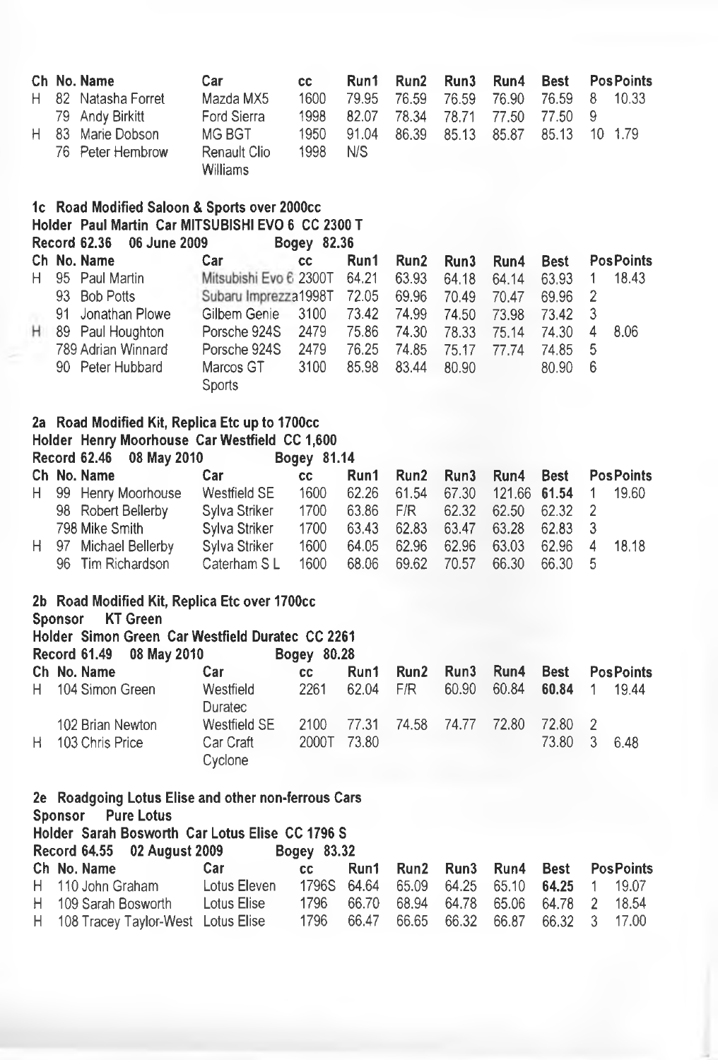| Ch | No. | Name | Car | cc | Run1 | Run2 | Run3 | Run4 | Best | Pos | Points |
|---|---|---|---|---|---|---|---|---|---|---|---|
| H | 82 | Natasha Forret | Mazda MX5 | 1600 | 79.95 | 76.59 | 76.59 | 76.90 | 76.59 | 8 | 10.33 |
| | 79 | Andy Birkitt | Ford Sierra | 1998 | 82.07 | 78.34 | 78.71 | 77.50 | 77.50 | 9 | |
| H | 83 | Marie Dobson | MG BGT | 1950 | 91.04 | 86.39 | 85.13 | 85.87 | 85.13 | 10 | 1.79 |
| | 76 | Peter Hembrow | Renault Clio Williams | 1998 | N/S | | | | | | |

**1c Road Modified Saloon & Sports over 2000cc**
**Holder Paul Martin Car MITSUBISHI EVO 6 CC 2300 T**
**Record 62.36 06 June 2009 Bogey 82.36**

| Ch | No. | Name | Car | cc | Run1 | Run2 | Run3 | Run4 | Best | Pos | Points |
|---|---|---|---|---|---|---|---|---|---|---|---|
| H | 95 | Paul Martin | Mitsubishi Evo 6 | 2300T | 64.21 | 63.93 | 64.18 | 64.14 | 63.93 | 1 | 18.43 |
| | 93 | Bob Potts | Subaru Imprezza | 1998T | 72.05 | 69.96 | 70.49 | 70.47 | 69.96 | 2 | |
| | 91 | Jonathan Plowe | Gilbem Genie | 3100 | 73.42 | 74.99 | 74.50 | 73.98 | 73.42 | 3 | |
| H | 89 | Paul Houghton | Porsche 924S | 2479 | 75.86 | 74.30 | 78.33 | 75.14 | 74.30 | 4 | 8.06 |
| | 789 | Adrian Winnard | Porsche 924S | 2479 | 76.25 | 74.85 | 75.17 | 77.74 | 74.85 | 5 | |
| | 90 | Peter Hubbard | Marcos GT Sports | 3100 | 85.98 | 83.44 | 80.90 | | 80.90 | 6 | |

**2a Road Modified Kit, Replica Etc up to 1700cc**
**Holder Henry Moorhouse Car Westfield CC 1,600**
**Record 62.46 08 May 2010 Bogey 81.14**

| Ch | No. | Name | Car | cc | Run1 | Run2 | Run3 | Run4 | Best | Pos | Points |
|---|---|---|---|---|---|---|---|---|---|---|---|
| H | 99 | Henry Moorhouse | Westfield SE | 1600 | 62.26 | 61.54 | 67.30 | 121.66 | **61.54** | 1 | 19.60 |
| | 98 | Robert Bellerby | Sylva Striker | 1700 | 63.86 | F/R | 62.32 | 62.50 | 62.32 | 2 | |
| | 798 | Mike Smith | Sylva Striker | 1700 | 63.43 | 62.83 | 63.47 | 63.28 | 62.83 | 3 | |
| H | 97 | Michael Bellerby | Sylva Striker | 1600 | 64.05 | 62.96 | 62.96 | 63.03 | 62.96 | 4 | 18.18 |
| | 96 | Tim Richardson | Caterham S L | 1600 | 68.06 | 69.62 | 70.57 | 66.30 | 66.30 | 5 | |

**2b Road Modified Kit, Replica Etc over 1700cc**
**Sponsor KT Green**
**Holder Simon Green Car Westfield Duratec CC 2261**
**Record 61.49 08 May 2010 Bogey 80.28**

| Ch | No. | Name | Car | cc | Run1 | Run2 | Run3 | Run4 | Best | Pos | Points |
|---|---|---|---|---|---|---|---|---|---|---|---|
| H | 104 | Simon Green | Westfield Duratec | 2261 | 62.04 | F/R | 60.90 | 60.84 | **60.84** | 1 | 19.44 |
| | 102 | Brian Newton | Westfield SE | 2100 | 77.31 | 74.58 | 74.77 | 72.80 | 72.80 | 2 | |
| H | 103 | Chris Price | Car Craft Cyclone | 2000T | 73.80 | | | | 73.80 | 3 | 6.48 |

**2e Roadgoing Lotus Elise and other non-ferrous Cars**
**Sponsor Pure Lotus**
**Holder Sarah Bosworth Car Lotus Elise CC 1796 S**
**Record 64.55 02 August 2009 Bogey 83.32**

| Ch | No. | Name | Car | cc | Run1 | Run2 | Run3 | Run4 | Best | Pos | Points |
|---|---|---|---|---|---|---|---|---|---|---|---|
| H | 110 | John Graham | Lotus Eleven | 1796S | 64.64 | 65.09 | 64.25 | 65.10 | **64.25** | 1 | 19.07 |
| H | 109 | Sarah Bosworth | Lotus Elise | 1796 | 66.70 | 68.94 | 64.78 | 65.06 | 64.78 | 2 | 18.54 |
| H | 108 | Tracey Taylor-West | Lotus Elise | 1796 | 66.47 | 66.65 | 66.32 | 66.87 | 66.32 | 3 | 17.00 |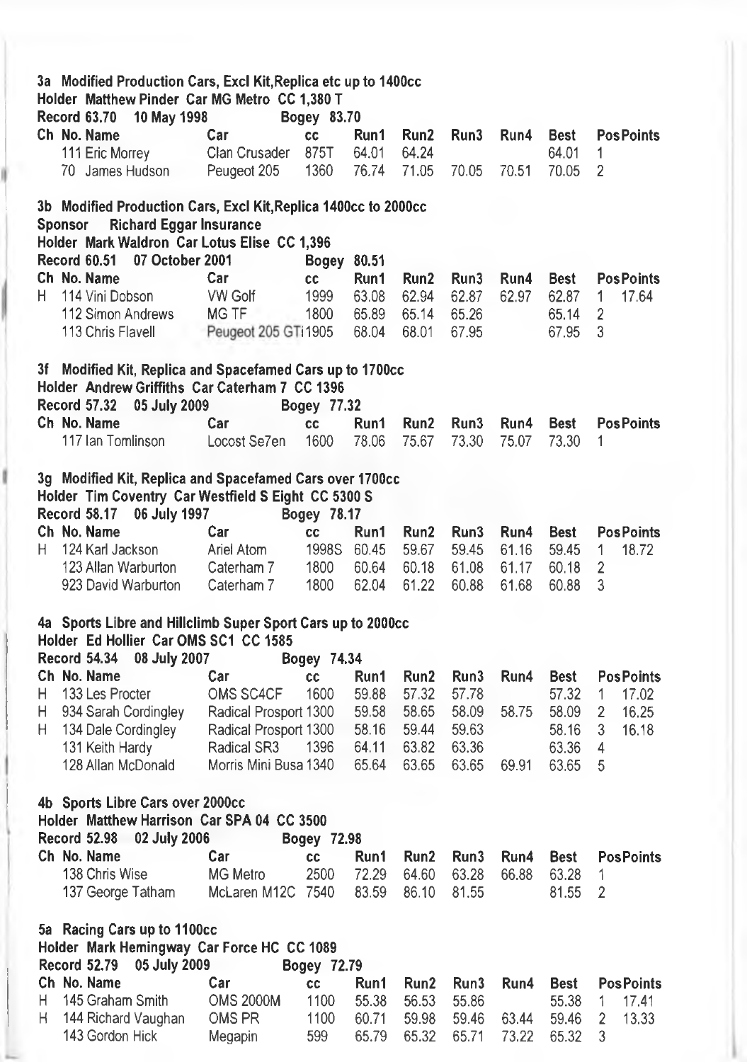### 3a Modified Production Cars, Excl Kit,Replica etc up to 1400cc

**Holder Matthew Pinder Car MG Metro CC 1,380 T**

**Record 63.70 10 May 1998 Bogey 83.70**

| Ch | No. Name | Car | cc | Run1 | Run2 | Run3 | Run4 | Best | Pos | Points |
|---|---|---|---|---|---|---|---|---|---|---|
| | 111 Eric Morrey | Clan Crusader | 875T | 64.01 | 64.24 | | | 64.01 | 1 | |
| | 70 James Hudson | Peugeot 205 | 1360 | 76.74 | 71.05 | 70.05 | 70.51 | 70.05 | 2 | |

### 3b Modified Production Cars, Excl Kit,Replica 1400cc to 2000cc

**Sponsor Richard Eggar Insurance**

**Holder Mark Waldron Car Lotus Elise CC 1,396**

**Record 60.51 07 October 2001 Bogey 80.51**

| Ch | No. Name | Car | cc | Run1 | Run2 | Run3 | Run4 | Best | Pos | Points |
|---|---|---|---|---|---|---|---|---|---|---|
| H | 114 Vini Dobson | VW Golf | 1999 | 63.08 | 62.94 | 62.87 | 62.97 | 62.87 | 1 | 17.64 |
| | 112 Simon Andrews | MG TF | 1800 | 65.89 | 65.14 | 65.26 | | 65.14 | 2 | |
| | 113 Chris Flavell | Peugeot 205 GTi | 1905 | 68.04 | 68.01 | 67.95 | | 67.95 | 3 | |

### 3f Modified Kit, Replica and Spacefamed Cars up to 1700cc

**Holder Andrew Griffiths Car Caterham 7 CC 1396**

**Record 57.32 05 July 2009 Bogey 77.32**

| Ch | No. Name | Car | cc | Run1 | Run2 | Run3 | Run4 | Best | Pos | Points |
|---|---|---|---|---|---|---|---|---|---|---|
| | 117 Ian Tomlinson | Locost Se7en | 1600 | 78.06 | 75.67 | 73.30 | 75.07 | 73.30 | 1 | |

### 3g Modified Kit, Replica and Spacefamed Cars over 1700cc

**Holder Tim Coventry Car Westfield S Eight CC 5300 S**

**Record 58.17 06 July 1997 Bogey 78.17**

| Ch | No. Name | Car | cc | Run1 | Run2 | Run3 | Run4 | Best | Pos | Points |
|---|---|---|---|---|---|---|---|---|---|---|
| H | 124 Karl Jackson | Ariel Atom | 1998S | 60.45 | 59.67 | 59.45 | 61.16 | 59.45 | 1 | 18.72 |
| | 123 Allan Warburton | Caterham 7 | 1800 | 60.64 | 60.18 | 61.08 | 61.17 | 60.18 | 2 | |
| | 923 David Warburton | Caterham 7 | 1800 | 62.04 | 61.22 | 60.88 | 61.68 | 60.88 | 3 | |

### 4a Sports Libre and Hillclimb Super Sport Cars up to 2000cc

**Holder Ed Hollier Car OMS SC1 CC 1585**

**Record 54.34 08 July 2007 Bogey 74.34**

| Ch | No. Name | Car | cc | Run1 | Run2 | Run3 | Run4 | Best | Pos | Points |
|---|---|---|---|---|---|---|---|---|---|---|
| H | 133 Les Procter | OMS SC4CF | 1600 | 59.88 | 57.32 | 57.78 | | 57.32 | 1 | 17.02 |
| H | 934 Sarah Cordingley | Radical Prosport | 1300 | 59.58 | 58.65 | 58.09 | 58.75 | 58.09 | 2 | 16.25 |
| H | 134 Dale Cordingley | Radical Prosport | 1300 | 58.16 | 59.44 | 59.63 | | 58.16 | 3 | 16.18 |
| | 131 Keith Hardy | Radical SR3 | 1396 | 64.11 | 63.82 | 63.36 | | 63.36 | 4 | |
| | 128 Allan McDonald | Morris Mini Busa | 1340 | 65.64 | 63.65 | 63.65 | 69.91 | 63.65 | 5 | |

### 4b Sports Libre Cars over 2000cc

**Holder Matthew Harrison Car SPA 04 CC 3500**

**Record 52.98 02 July 2006 Bogey 72.98**

| Ch | No. Name | Car | cc | Run1 | Run2 | Run3 | Run4 | Best | Pos | Points |
|---|---|---|---|---|---|---|---|---|---|---|
| | 138 Chris Wise | MG Metro | 2500 | 72.29 | 64.60 | 63.28 | 66.88 | 63.28 | 1 | |
| | 137 George Tatham | McLaren M12C | 7540 | 83.59 | 86.10 | 81.55 | | 81.55 | 2 | |

### 5a Racing Cars up to 1100cc

**Holder Mark Hemingway Car Force HC CC 1089**

**Record 52.79 05 July 2009 Bogey 72.79**

| Ch | No. Name | Car | cc | Run1 | Run2 | Run3 | Run4 | Best | Pos | Points |
|---|---|---|---|---|---|---|---|---|---|---|
| H | 145 Graham Smith | OMS 2000M | 1100 | 55.38 | 56.53 | 55.86 | | 55.38 | 1 | 17.41 |
| H | 144 Richard Vaughan | OMS PR | 1100 | 60.71 | 59.98 | 59.46 | 63.44 | 59.46 | 2 | 13.33 |
| | 143 Gordon Hick | Megapin | 599 | 65.79 | 65.32 | 65.71 | 73.22 | 65.32 | 3 | |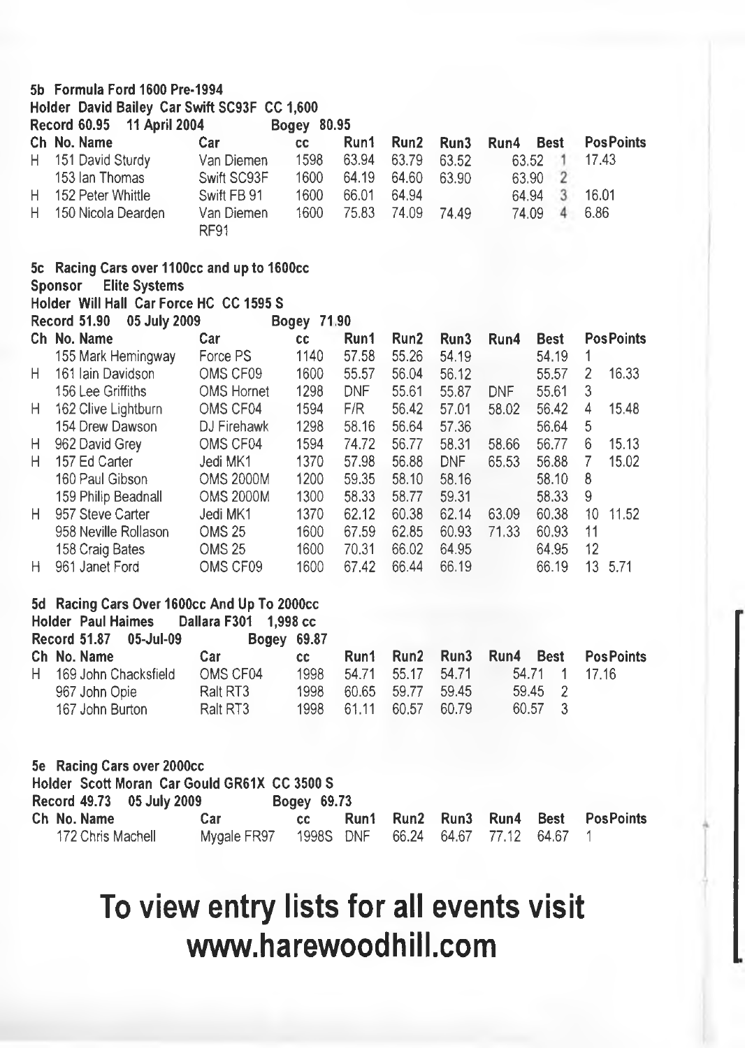### 5b Formula Ford 1600 Pre-1994

**Holder David Bailey Car Swift SC93F CC 1,600**

**Record 60.95 11 April 2004 Bogey 80.95**

| Ch | No. Name | Car | cc | Run1 | Run2 | Run3 | Run4 | Best | Pos | Points |
|---|---|---|---|---|---|---|---|---|---|---|
| H | 151 David Sturdy | Van Diemen | 1598 | 63.94 | 63.79 | 63.52 | | 63.52 | 1 | 17.43 |
| | 153 Ian Thomas | Swift SC93F | 1600 | 64.19 | 64.60 | 63.90 | | 63.90 | 2 | |
| H | 152 Peter Whittle | Swift FB 91 | 1600 | 66.01 | 64.94 | | | 64.94 | 3 | 16.01 |
| H | 150 Nicola Dearden | Van Diemen RF91 | 1600 | 75.83 | 74.09 | 74.49 | | 74.09 | 4 | 6.86 |

### 5c Racing Cars over 1100cc and up to 1600cc

**Sponsor Elite Systems**

**Holder Will Hall Car Force HC CC 1595 S**

**Record 51.90 05 July 2009 Bogey 71.90**

| Ch | No. Name | Car | cc | Run1 | Run2 | Run3 | Run4 | Best | Pos | Points |
|---|---|---|---|---|---|---|---|---|---|---|
| | 155 Mark Hemingway | Force PS | 1140 | 57.58 | 55.26 | 54.19 | | 54.19 | 1 | |
| H | 161 Iain Davidson | OMS CF09 | 1600 | 55.57 | 56.04 | 56.12 | | 55.57 | 2 | 16.33 |
| | 156 Lee Griffiths | OMS Hornet | 1298 | DNF | 55.61 | 55.87 | DNF | 55.61 | 3 | |
| H | 162 Clive Lightburn | OMS CF04 | 1594 | F/R | 56.42 | 57.01 | 58.02 | 56.42 | 4 | 15.48 |
| | 154 Drew Dawson | DJ Firehawk | 1298 | 58.16 | 56.64 | 57.36 | | 56.64 | 5 | |
| H | 962 David Grey | OMS CF04 | 1594 | 74.72 | 56.77 | 58.31 | 58.66 | 56.77 | 6 | 15.13 |
| H | 157 Ed Carter | Jedi MK1 | 1370 | 57.98 | 56.88 | DNF | 65.53 | 56.88 | 7 | 15.02 |
| | 160 Paul Gibson | OMS 2000M | 1200 | 59.35 | 58.10 | 58.16 | | 58.10 | 8 | |
| | 159 Philip Beadnall | OMS 2000M | 1300 | 58.33 | 58.77 | 59.31 | | 58.33 | 9 | |
| H | 957 Steve Carter | Jedi MK1 | 1370 | 62.12 | 60.38 | 62.14 | 63.09 | 60.38 | 10 | 11.52 |
| | 958 Neville Rollason | OMS 25 | 1600 | 67.59 | 62.85 | 60.93 | 71.33 | 60.93 | 11 | |
| | 158 Craig Bates | OMS 25 | 1600 | 70.31 | 66.02 | 64.95 | | 64.95 | 12 | |
| H | 961 Janet Ford | OMS CF09 | 1600 | 67.42 | 66.44 | 66.19 | | 66.19 | 13 | 5.71 |

### 5d Racing Cars Over 1600cc And Up To 2000cc

**Holder Paul Haimes Dallara F301 1,998 cc**

**Record 51.87 05-Jul-09 Bogey 69.87**

| Ch | No. Name | Car | cc | Run1 | Run2 | Run3 | Run4 | Best | Pos | Points |
|---|---|---|---|---|---|---|---|---|---|---|
| H | 169 John Chacksfield | OMS CF04 | 1998 | 54.71 | 55.17 | 54.71 | | 54.71 | 1 | 17.16 |
| | 967 John Opie | Ralt RT3 | 1998 | 60.65 | 59.77 | 59.45 | | 59.45 | 2 | |
| | 167 John Burton | Ralt RT3 | 1998 | 61.11 | 60.57 | 60.79 | | 60.57 | 3 | |

### 5e Racing Cars over 2000cc

**Holder Scott Moran Car Gould GR61X CC 3500 S**

**Record 49.73 05 July 2009 Bogey 69.73**

| Ch | No. Name | Car | cc | Run1 | Run2 | Run3 | Run4 | Best | Pos | Points |
|---|---|---|---|---|---|---|---|---|---|---|
| | 172 Chris Machell | Mygale FR97 | 1998S | DNF | 66.24 | 64.67 | 77.12 | 64.67 | 1 | |

# To view entry lists for all events visit www.harewoodhill.com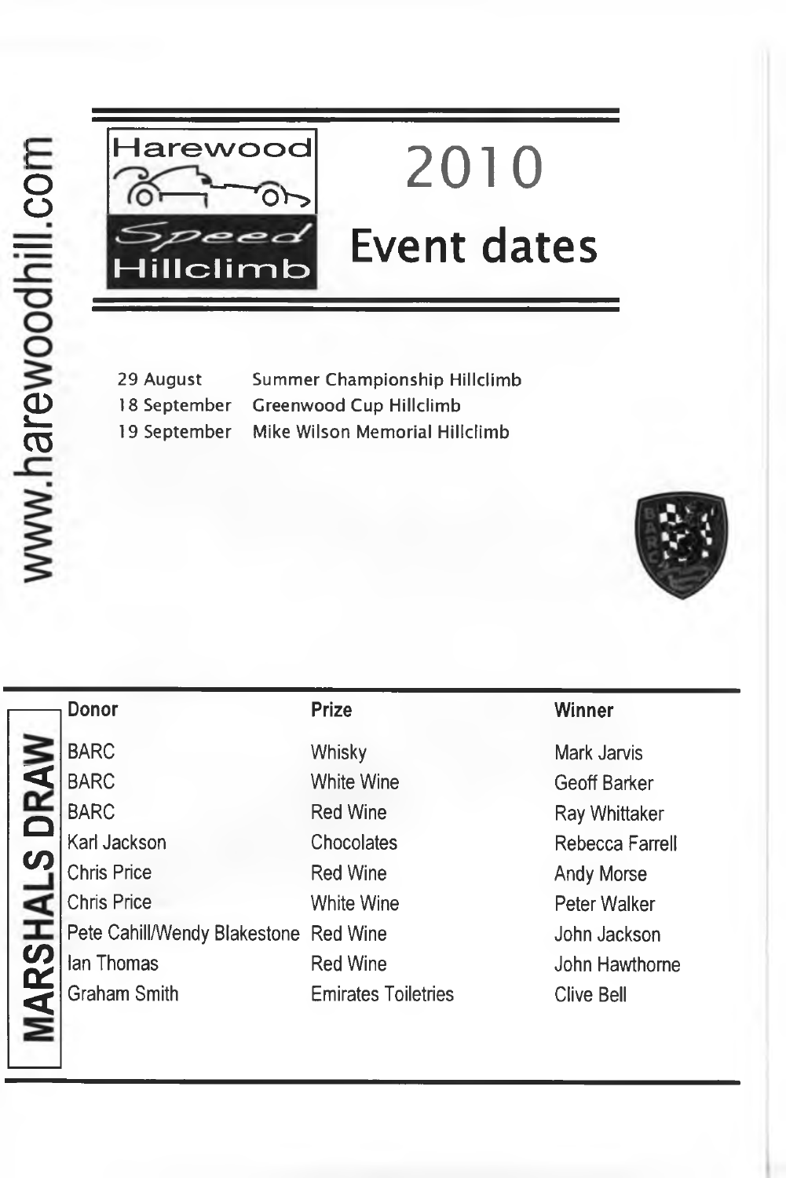www.harewoodhill.com

Harewood Speed Hillclimb

# 2010 Event dates

| | |
|---|---|
| 29 August | Summer Championship Hillclimb |
| 18 September | Greenwood Cup Hillclimb |
| 19 September | Mike Wilson Memorial Hillclimb |

## MARSHALS DRAW

| Donor | Prize | Winner |
|---|---|---|
| BARC | Whisky | Mark Jarvis |
| BARC | White Wine | Geoff Barker |
| BARC | Red Wine | Ray Whittaker |
| Karl Jackson | Chocolates | Rebecca Farrell |
| Chris Price | Red Wine | Andy Morse |
| Chris Price | White Wine | Peter Walker |
| Pete Cahill/Wendy Blakestone | Red Wine | John Jackson |
| Ian Thomas | Red Wine | John Hawthorne |
| Graham Smith | Emirates Toiletries | Clive Bell |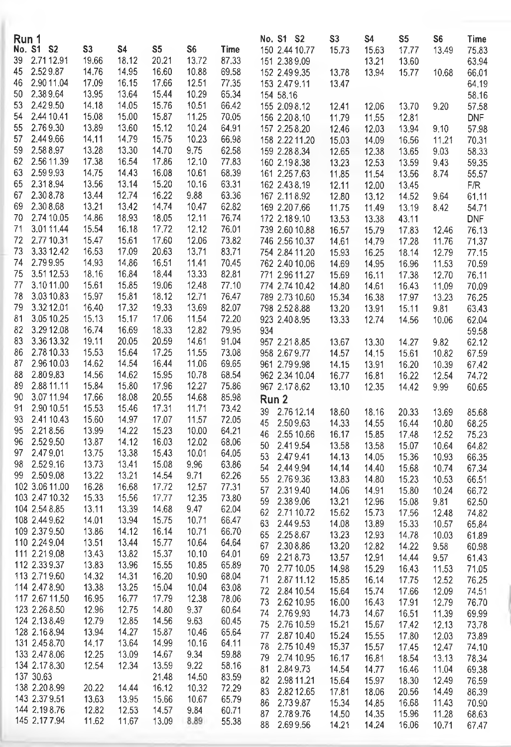## Run 1

| No. | S1 | S2 | S3 | S4 | S5 | S6 | Time |
|---|---|---|---|---|---|---|---|
| 39 | 2.71 | 12.91 | 19.66 | 18.12 | 20.21 | 13.72 | 87.33 |
| 45 | 2.52 | 9.87 | 14.76 | 14.95 | 16.60 | 10.88 | 69.58 |
| 46 | 2.90 | 11.04 | 17.09 | 16.15 | 17.66 | 12.51 | 77.35 |
| 50 | 2.38 | 9.64 | 13.95 | 13.64 | 15.44 | 10.29 | 65.34 |
| 53 | 2.42 | 9.50 | 14.18 | 14.05 | 15.76 | 10.51 | 66.42 |
| 54 | 2.44 | 10.41 | 15.08 | 15.00 | 15.87 | 11.25 | 70.05 |
| 55 | 2.76 | 9.30 | 13.89 | 13.60 | 15.12 | 10.24 | 64.91 |
| 57 | 2.44 | 9.66 | 14.11 | 14.79 | 15.75 | 10.23 | 66.98 |
| 59 | 2.58 | 8.97 | 13.28 | 13.30 | 14.70 | 9.75 | 62.58 |
| 62 | 2.56 | 11.39 | 17.38 | 16.54 | 17.86 | 12.10 | 77.83 |
| 63 | 2.59 | 9.93 | 14.75 | 14.43 | 16.08 | 10.61 | 68.39 |
| 65 | 2.31 | 8.94 | 13.56 | 13.14 | 15.20 | 10.16 | 63.31 |
| 67 | 2.30 | 8.78 | 13.44 | 12.74 | 16.22 | 9.88 | 63.36 |
| 69 | 2.30 | 8.68 | 13.21 | 13.42 | 14.74 | 10.47 | 62.82 |
| 70 | 2.74 | 10.05 | 14.86 | 18.93 | 18.05 | 12.11 | 76.74 |
| 71 | 3.01 | 11.44 | 15.54 | 16.18 | 17.72 | 12.12 | 76.01 |
| 72 | 2.77 | 10.31 | 15.47 | 15.61 | 17.60 | 12.06 | 73.82 |
| 73 | 3.33 | 12.42 | 16.53 | 17.09 | 20.63 | 13.71 | 83.71 |
| 74 | 2.79 | 9.95 | 14.93 | 14.86 | 16.51 | 11.41 | 70.45 |
| 75 | 3.51 | 12.53 | 18.16 | 16.84 | 18.44 | 13.33 | 82.81 |
| 77 | 3.10 | 11.00 | 15.61 | 15.85 | 19.06 | 12.48 | 77.10 |
| 78 | 3.03 | 10.83 | 15.97 | 15.81 | 18.12 | 12.71 | 76.47 |
| 79 | 3.32 | 12.01 | 16.40 | 17.32 | 19.33 | 13.69 | 82.07 |
| 81 | 3.05 | 10.25 | 15.13 | 15.17 | 17.06 | 11.54 | 72.20 |
| 82 | 3.29 | 12.08 | 16.74 | 16.69 | 18.33 | 12.82 | 79.95 |
| 83 | 3.36 | 13.32 | 19.11 | 20.05 | 20.59 | 14.61 | 91.04 |
| 86 | 2.78 | 10.33 | 15.53 | 15.64 | 17.25 | 11.55 | 73.08 |
| 87 | 2.96 | 10.03 | 14.62 | 14.54 | 16.44 | 11.06 | 69.65 |
| 88 | 2.80 | 9.83 | 14.56 | 14.62 | 15.95 | 10.78 | 68.54 |
| 89 | 2.88 | 11.11 | 15.84 | 15.80 | 17.96 | 12.27 | 75.86 |
| 90 | 3.07 | 11.94 | 17.66 | 18.08 | 20.55 | 14.68 | 85.98 |
| 91 | 2.90 | 10.51 | 15.53 | 15.46 | 17.31 | 11.71 | 73.42 |
| 93 | 2.41 | 10.43 | 15.60 | 14.97 | 17.07 | 11.57 | 72.05 |
| 95 | 2.21 | 8.56 | 13.99 | 14.22 | 15.23 | 10.00 | 64.21 |
| 96 | 2.52 | 9.50 | 13.87 | 14.12 | 16.03 | 12.02 | 68.06 |
| 97 | 2.47 | 9.01 | 13.75 | 13.38 | 15.43 | 10.01 | 64.05 |
| 98 | 2.52 | 9.16 | 13.73 | 13.41 | 15.08 | 9.96 | 63.86 |
| 99 | 2.50 | 9.08 | 13.22 | 13.21 | 14.54 | 9.71 | 62.26 |
| 102 | 3.06 | 11.00 | 16.28 | 16.68 | 17.72 | 12.57 | 77.31 |
| 103 | 2.47 | 10.32 | 15.33 | 15.56 | 17.77 | 12.35 | 73.80 |
| 104 | 2.54 | 8.85 | 13.11 | 13.39 | 14.68 | 9.47 | 62.04 |
| 108 | 2.44 | 9.62 | 14.01 | 13.94 | 15.75 | 10.71 | 66.47 |
| 109 | 2.37 | 9.50 | 13.86 | 14.12 | 16.14 | 10.71 | 66.70 |
| 110 | 2.24 | 9.04 | 13.51 | 13.44 | 15.77 | 10.64 | 64.64 |
| 111 | 2.21 | 9.08 | 13.43 | 13.82 | 15.37 | 10.10 | 64.01 |
| 112 | 2.33 | 9.37 | 13.83 | 13.96 | 15.55 | 10.85 | 65.89 |
| 113 | 2.71 | 9.60 | 14.32 | 14.31 | 16.20 | 10.90 | 68.04 |
| 114 | 2.47 | 8.90 | 13.38 | 13.25 | 15.04 | 10.04 | 63.08 |
| 117 | 2.67 | 11.50 | 16.95 | 16.77 | 17.79 | 12.38 | 78.06 |
| 123 | 2.26 | 8.50 | 12.96 | 12.75 | 14.80 | 9.37 | 60.64 |
| 124 | 2.13 | 8.49 | 12.79 | 12.85 | 14.56 | 9.63 | 60.45 |
| 128 | 2.16 | 8.94 | 13.94 | 14.27 | 15.87 | 10.46 | 65.64 |
| 131 | 2.45 | 8.70 | 14.17 | 13.64 | 14.99 | 10.16 | 64.11 |
| 133 | 2.47 | 8.06 | 12.25 | 13.09 | 14.67 | 9.34 | 59.88 |
| 134 | 2.17 | 8.30 | 12.54 | 12.34 | 13.59 | 9.22 | 58.16 |
| 137 | 30.63 | | | | 21.48 | 14.50 | 83.59 |
| 138 | 2.20 | 8.99 | 20.22 | 14.44 | 16.12 | 10.32 | 72.29 |
| 143 | 2.37 | 9.51 | 13.63 | 13.95 | 15.66 | 10.67 | 65.79 |
| 144 | 2.19 | 8.76 | 12.82 | 12.53 | 14.57 | 9.84 | 60.71 |
| 145 | 2.17 | 7.94 | 11.62 | 11.67 | 13.09 | 8.89 | 55.38 |
| 150 | 2.44 | 10.77 | 15.73 | 15.63 | 17.77 | 13.49 | 75.83 |
| 151 | 2.38 | 9.09 | | 13.21 | 13.60 | | 63.94 |
| 152 | 2.49 | 9.35 | 13.78 | 13.94 | 15.77 | 10.68 | 66.01 |
| 153 | 2.47 | 9.11 | 13.47 | | | | 64.19 |
| 154 | 58.16 | | | | | | 58.16 |
| 155 | 2.09 | 8.12 | 12.41 | 12.06 | 13.70 | 9.20 | 57.58 |
| 156 | 2.20 | 8.10 | 11.79 | 11.55 | 12.81 | | DNF |
| 157 | 2.25 | 8.20 | 12.46 | 12.03 | 13.94 | 9.10 | 57.98 |
| 158 | 2.22 | 11.20 | 15.03 | 14.09 | 16.56 | 11.21 | 70.31 |
| 159 | 2.28 | 8.34 | 12.65 | 12.38 | 13.65 | 9.03 | 58.33 |
| 160 | 2.19 | 8.38 | 13.23 | 12.53 | 13.59 | 9.43 | 59.35 |
| 161 | 2.25 | 7.63 | 11.85 | 11.54 | 13.56 | 8.74 | 55.57 |
| 162 | 2.43 | 8.19 | 12.11 | 12.00 | 13.45 | | F/R |
| 167 | 2.11 | 8.92 | 12.80 | 13.12 | 14.52 | 9.64 | 61.11 |
| 169 | 2.20 | 7.66 | 11.75 | 11.49 | 13.19 | 8.42 | 54.71 |
| 172 | 2.18 | 9.10 | 13.53 | 13.38 | 43.11 | | DNF |
| 739 | 2.60 | 10.88 | 16.57 | 15.79 | 17.83 | 12.46 | 76.13 |
| 746 | 2.56 | 10.37 | 14.61 | 14.79 | 17.28 | 11.76 | 71.37 |
| 754 | 2.84 | 11.20 | 15.93 | 16.25 | 18.14 | 12.79 | 77.15 |
| 762 | 2.40 | 10.06 | 14.69 | 14.95 | 16.96 | 11.53 | 70.59 |
| 771 | 2.96 | 11.27 | 15.69 | 16.11 | 17.38 | 12.70 | 76.11 |
| 774 | 2.74 | 10.42 | 14.80 | 14.61 | 16.43 | 11.09 | 70.09 |
| 789 | 2.73 | 10.60 | 15.34 | 16.38 | 17.97 | 13.23 | 76.25 |
| 798 | 2.52 | 8.88 | 13.20 | 13.91 | 15.11 | 9.81 | 63.43 |
| 923 | 2.40 | 8.95 | 13.33 | 12.74 | 14.56 | 10.06 | 62.04 |
| 934 | | | | | | | 59.58 |
| 957 | 2.21 | 8.85 | 13.67 | 13.30 | 14.27 | 9.82 | 62.12 |
| 958 | 2.67 | 9.77 | 14.57 | 14.15 | 15.61 | 10.82 | 67.59 |
| 961 | 2.79 | 9.98 | 14.15 | 13.91 | 16.20 | 10.39 | 67.42 |
| 962 | 2.34 | 10.04 | 16.77 | 16.81 | 16.22 | 12.54 | 74.72 |
| 967 | 2.17 | 8.62 | 13.10 | 12.35 | 14.42 | 9.99 | 60.65 |

## Run 2

| No. | S1 | S2 | S3 | S4 | S5 | S6 | Time |
|---|---|---|---|---|---|---|---|
| 39 | 2.76 | 12.14 | 18.60 | 18.16 | 20.33 | 13.69 | 85.68 |
| 45 | 2.50 | 9.63 | 14.33 | 14.55 | 16.44 | 10.80 | 68.25 |
| 46 | 2.55 | 10.66 | 16.17 | 15.85 | 17.48 | 12.52 | 75.23 |
| 50 | 2.41 | 9.54 | 13.58 | 13.58 | 15.07 | 10.64 | 64.82 |
| 53 | 2.47 | 9.41 | 14.13 | 14.05 | 15.36 | 10.93 | 66.35 |
| 54 | 2.44 | 9.94 | 14.14 | 14.40 | 15.68 | 10.74 | 67.34 |
| 55 | 2.76 | 9.36 | 13.83 | 14.80 | 15.23 | 10.53 | 66.51 |
| 57 | 2.31 | 9.40 | 14.06 | 14.91 | 15.80 | 10.24 | 66.72 |
| 59 | 2.38 | 9.06 | 13.21 | 12.96 | 15.08 | 9.81 | 62.50 |
| 62 | 2.71 | 10.72 | 15.62 | 15.73 | 17.56 | 12.48 | 74.82 |
| 63 | 2.44 | 9.53 | 14.08 | 13.89 | 15.33 | 10.57 | 65.84 |
| 65 | 2.25 | 8.67 | 13.23 | 12.93 | 14.78 | 10.03 | 61.89 |
| 67 | 2.30 | 8.86 | 13.20 | 12.82 | 14.22 | 9.58 | 60.98 |
| 69 | 2.21 | 8.73 | 13.57 | 12.91 | 14.44 | 9.57 | 61.43 |
| 70 | 2.77 | 10.05 | 14.98 | 15.29 | 16.43 | 11.53 | 71.05 |
| 71 | 2.87 | 11.12 | 15.85 | 16.14 | 17.75 | 12.52 | 76.25 |
| 72 | 2.84 | 10.54 | 15.64 | 15.74 | 17.66 | 12.09 | 74.51 |
| 73 | 2.62 | 10.95 | 16.00 | 16.43 | 17.91 | 12.79 | 76.70 |
| 74 | 2.76 | 9.93 | 14.73 | 14.67 | 16.51 | 11.39 | 69.99 |
| 75 | 2.76 | 10.59 | 15.21 | 15.67 | 17.42 | 12.13 | 73.78 |
| 77 | 2.87 | 10.40 | 15.24 | 15.55 | 17.80 | 12.03 | 73.89 |
| 78 | 2.75 | 10.49 | 15.37 | 15.57 | 17.45 | 12.47 | 74.10 |
| 79 | 2.74 | 10.95 | 16.17 | 16.81 | 18.54 | 13.13 | 78.34 |
| 81 | 2.84 | 9.73 | 14.54 | 14.77 | 16.46 | 11.04 | 69.38 |
| 82 | 2.98 | 11.21 | 15.64 | 15.97 | 18.30 | 12.49 | 76.59 |
| 83 | 2.82 | 12.65 | 17.81 | 18.06 | 20.56 | 14.49 | 86.39 |
| 86 | 2.73 | 9.87 | 15.34 | 14.85 | 16.68 | 11.43 | 70.90 |
| 87 | 2.78 | 9.76 | 14.50 | 14.35 | 15.96 | 11.28 | 68.63 |
| 88 | 2.69 | 9.56 | 14.21 | 14.24 | 16.06 | 10.71 | 67.47 |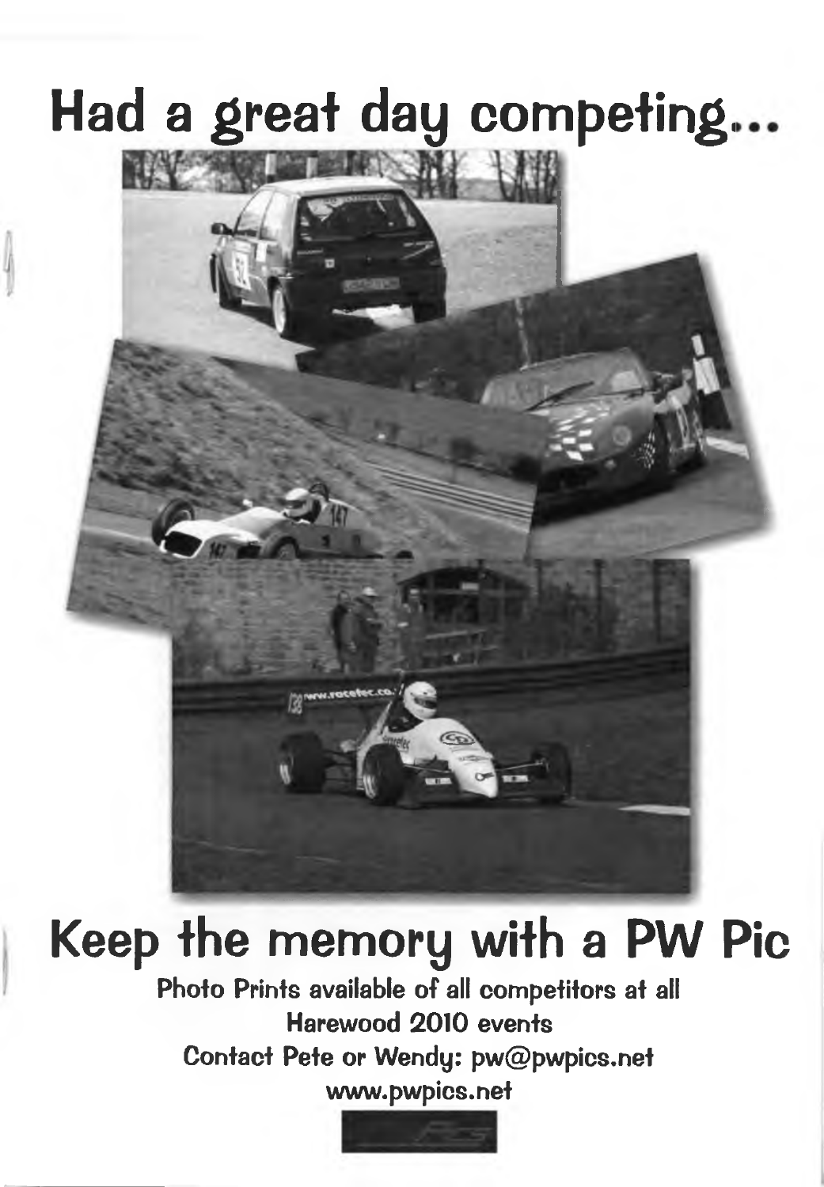# Had a great day competing...

# Keep the memory with a PW Pic

**Photo Prints available of all competitors at all Harewood 2010 events**

**Contact Pete or Wendy: pw@pwpics.net**

**www.pwpics.net**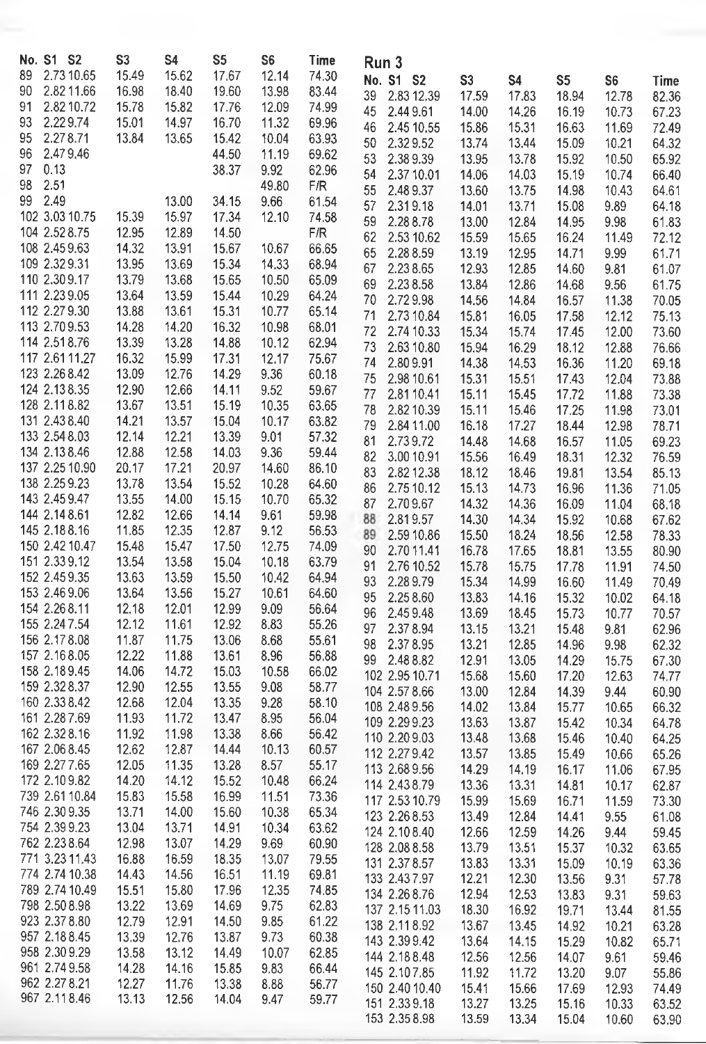| No. | S1 | S2 | S3 | S4 | S5 | S6 | Time |
|---|---|---|---|---|---|---|---|
| 89 | 2.73 | 10.65 | 15.49 | 15.62 | 17.67 | 12.14 | 74.30 |
| 90 | 2.82 | 11.66 | 16.98 | 18.40 | 19.60 | 13.98 | 83.44 |
| 91 | 2.82 | 10.72 | 15.78 | 15.82 | 17.76 | 12.09 | 74.99 |
| 93 | 2.22 | 9.74 | 15.01 | 14.97 | 16.70 | 11.32 | 69.96 |
| 95 | 2.27 | 8.71 | 13.84 | 13.65 | 15.42 | 10.04 | 63.93 |
| 96 | 2.47 | 9.46 | | | 44.50 | 11.19 | 69.62 |
| 97 | 0.13 | | | | 38.37 | 9.92 | 62.96 |
| 98 | 2.51 | | | | | 49.80 | F/R |
| 99 | 2.49 | | | 13.00 | 34.15 | 9.66 | 61.54 |
| 102 | 3.03 | 10.75 | 15.39 | 15.97 | 17.34 | 12.10 | 74.58 |
| 104 | 2.52 | 8.75 | 12.95 | 12.89 | 14.50 | | F/R |
| 108 | 2.45 | 9.63 | 14.32 | 13.91 | 15.67 | 10.67 | 66.65 |
| 109 | 2.32 | 9.31 | 13.95 | 13.69 | 15.34 | 14.33 | 68.94 |
| 110 | 2.30 | 9.17 | 13.79 | 13.68 | 15.65 | 10.50 | 65.09 |
| 111 | 2.23 | 9.05 | 13.64 | 13.59 | 15.44 | 10.29 | 64.24 |
| 112 | 2.27 | 9.30 | 13.88 | 13.61 | 15.31 | 10.77 | 65.14 |
| 113 | 2.70 | 9.53 | 14.28 | 14.20 | 16.32 | 10.98 | 68.01 |
| 114 | 2.51 | 8.76 | 13.39 | 13.28 | 14.88 | 10.12 | 62.94 |
| 117 | 2.61 | 11.27 | 16.32 | 15.99 | 17.31 | 12.17 | 75.67 |
| 123 | 2.26 | 8.42 | 13.09 | 12.76 | 14.29 | 9.36 | 60.18 |
| 124 | 2.13 | 8.35 | 12.90 | 12.66 | 14.11 | 9.52 | 59.67 |
| 128 | 2.11 | 8.82 | 13.67 | 13.51 | 15.19 | 10.35 | 63.65 |
| 131 | 2.43 | 8.40 | 14.21 | 13.57 | 15.04 | 10.17 | 63.82 |
| 133 | 2.54 | 8.03 | 12.14 | 12.21 | 13.39 | 9.01 | 57.32 |
| 134 | 2.13 | 8.46 | 12.88 | 12.58 | 14.03 | 9.36 | 59.44 |
| 137 | 2.25 | 10.90 | 20.17 | 17.21 | 20.97 | 14.60 | 86.10 |
| 138 | 2.25 | 9.23 | 13.78 | 13.54 | 15.52 | 10.28 | 64.60 |
| 143 | 2.45 | 9.47 | 13.55 | 14.00 | 15.15 | 10.70 | 65.32 |
| 144 | 2.14 | 8.61 | 12.82 | 12.66 | 14.14 | 9.61 | 59.98 |
| 145 | 2.18 | 8.16 | 11.85 | 12.35 | 12.87 | 9.12 | 56.53 |
| 150 | 2.42 | 10.47 | 15.48 | 15.47 | 17.50 | 12.75 | 74.09 |
| 151 | 2.33 | 9.12 | 13.54 | 13.58 | 15.04 | 10.18 | 63.79 |
| 152 | 2.45 | 9.35 | 13.63 | 13.59 | 15.50 | 10.42 | 64.94 |
| 153 | 2.46 | 9.06 | 13.64 | 13.56 | 15.27 | 10.61 | 64.60 |
| 154 | 2.26 | 8.11 | 12.18 | 12.01 | 12.99 | 9.09 | 56.64 |
| 155 | 2.24 | 7.54 | 12.12 | 11.61 | 12.92 | 8.83 | 55.26 |
| 156 | 2.17 | 8.08 | 11.87 | 11.75 | 13.06 | 8.68 | 55.61 |
| 157 | 2.16 | 8.05 | 12.22 | 11.88 | 13.61 | 8.96 | 56.88 |
| 158 | 2.18 | 9.45 | 14.06 | 14.72 | 15.03 | 10.58 | 66.02 |
| 159 | 2.32 | 8.37 | 12.90 | 12.55 | 13.55 | 9.08 | 58.77 |
| 160 | 2.33 | 8.42 | 12.68 | 12.04 | 13.35 | 9.28 | 58.10 |
| 161 | 2.28 | 7.69 | 11.93 | 11.72 | 13.47 | 8.95 | 56.04 |
| 162 | 2.32 | 8.16 | 11.92 | 11.98 | 13.38 | 8.66 | 56.42 |
| 167 | 2.06 | 8.45 | 12.62 | 12.87 | 14.44 | 10.13 | 60.57 |
| 169 | 2.27 | 7.65 | 12.05 | 11.35 | 13.28 | 8.57 | 55.17 |
| 172 | 2.10 | 9.82 | 14.20 | 14.12 | 15.52 | 10.48 | 66.24 |
| 739 | 2.61 | 10.84 | 15.83 | 15.58 | 16.99 | 11.51 | 73.36 |
| 746 | 2.30 | 9.35 | 13.71 | 14.00 | 15.60 | 10.38 | 65.34 |
| 754 | 2.39 | 9.23 | 13.04 | 13.71 | 14.91 | 10.34 | 63.62 |
| 762 | 2.23 | 8.64 | 12.98 | 13.07 | 14.29 | 9.69 | 60.90 |
| 771 | 3.23 | 11.43 | 16.88 | 16.59 | 18.35 | 13.07 | 79.55 |
| 774 | 2.74 | 10.38 | 14.43 | 14.56 | 16.51 | 11.19 | 69.81 |
| 789 | 2.74 | 10.49 | 15.51 | 15.80 | 17.96 | 12.35 | 74.85 |
| 798 | 2.50 | 8.98 | 13.22 | 13.69 | 14.69 | 9.75 | 62.83 |
| 923 | 2.37 | 8.80 | 12.79 | 12.91 | 14.50 | 9.85 | 61.22 |
| 957 | 2.18 | 8.45 | 13.39 | 12.76 | 13.87 | 9.73 | 60.38 |
| 958 | 2.30 | 9.29 | 13.58 | 13.12 | 14.49 | 10.07 | 62.85 |
| 961 | 2.74 | 9.58 | 14.28 | 14.16 | 15.85 | 9.83 | 66.44 |
| 962 | 2.27 | 8.21 | 12.27 | 11.76 | 13.38 | 8.88 | 56.77 |
| 967 | 2.11 | 8.46 | 13.13 | 12.56 | 14.04 | 9.47 | 59.77 |

## Run 3

| No. | S1 | S2 | S3 | S4 | S5 | S6 | Time |
|---|---|---|---|---|---|---|---|
| 39 | 2.83 | 12.39 | 17.59 | 17.83 | 18.94 | 12.78 | 82.36 |
| 45 | 2.44 | 9.61 | 14.00 | 14.26 | 16.19 | 10.73 | 67.23 |
| 46 | 2.45 | 10.55 | 15.86 | 15.31 | 16.63 | 11.69 | 72.49 |
| 50 | 2.32 | 9.52 | 13.74 | 13.44 | 15.09 | 10.21 | 64.32 |
| 53 | 2.38 | 9.39 | 13.95 | 13.78 | 15.92 | 10.50 | 65.92 |
| 54 | 2.37 | 10.01 | 14.06 | 14.03 | 15.19 | 10.74 | 66.40 |
| 55 | 2.48 | 9.37 | 13.60 | 13.75 | 14.98 | 10.43 | 64.61 |
| 57 | 2.31 | 9.18 | 14.01 | 13.71 | 15.08 | 9.89 | 64.18 |
| 59 | 2.28 | 8.78 | 13.00 | 12.84 | 14.95 | 9.98 | 61.83 |
| 62 | 2.53 | 10.62 | 15.59 | 15.65 | 16.24 | 11.49 | 72.12 |
| 65 | 2.28 | 8.59 | 13.19 | 12.95 | 14.71 | 9.99 | 61.71 |
| 67 | 2.23 | 8.65 | 12.93 | 12.85 | 14.60 | 9.81 | 61.07 |
| 69 | 2.23 | 8.58 | 13.84 | 12.86 | 14.68 | 9.56 | 61.75 |
| 70 | 2.72 | 9.98 | 14.56 | 14.84 | 16.57 | 11.38 | 70.05 |
| 71 | 2.73 | 10.84 | 15.81 | 16.05 | 17.58 | 12.12 | 75.13 |
| 72 | 2.74 | 10.33 | 15.34 | 15.74 | 17.45 | 12.00 | 73.60 |
| 73 | 2.63 | 10.80 | 15.94 | 16.29 | 18.12 | 12.88 | 76.66 |
| 74 | 2.80 | 9.91 | 14.38 | 14.53 | 16.36 | 11.20 | 69.18 |
| 75 | 2.98 | 10.61 | 15.31 | 15.51 | 17.43 | 12.04 | 73.88 |
| 77 | 2.81 | 10.41 | 15.11 | 15.45 | 17.72 | 11.88 | 73.38 |
| 78 | 2.82 | 10.39 | 15.11 | 15.46 | 17.25 | 11.98 | 73.01 |
| 79 | 2.84 | 11.00 | 16.18 | 17.27 | 18.44 | 12.98 | 78.71 |
| 81 | 2.73 | 9.72 | 14.48 | 14.68 | 16.57 | 11.05 | 69.23 |
| 82 | 3.00 | 10.91 | 15.56 | 16.49 | 18.31 | 12.32 | 76.59 |
| 83 | 2.82 | 12.38 | 18.12 | 18.46 | 19.81 | 13.54 | 85.13 |
| 86 | 2.75 | 10.12 | 15.13 | 14.73 | 16.96 | 11.36 | 71.05 |
| 87 | 2.70 | 9.67 | 14.32 | 14.36 | 16.09 | 11.04 | 68.18 |
| 88 | 2.81 | 9.57 | 14.30 | 14.34 | 15.92 | 10.68 | 67.62 |
| 89 | 2.59 | 10.86 | 15.50 | 18.24 | 18.56 | 12.58 | 78.33 |
| 90 | 2.70 | 11.41 | 16.78 | 17.65 | 18.81 | 13.55 | 80.90 |
| 91 | 2.76 | 10.52 | 15.78 | 15.75 | 17.78 | 11.91 | 74.50 |
| 93 | 2.28 | 9.79 | 15.34 | 14.99 | 16.60 | 11.49 | 70.49 |
| 95 | 2.25 | 8.60 | 13.83 | 14.16 | 15.32 | 10.02 | 64.18 |
| 96 | 2.45 | 9.48 | 13.69 | 18.45 | 15.73 | 10.77 | 70.57 |
| 97 | 2.37 | 8.94 | 13.15 | 13.21 | 15.48 | 9.81 | 62.96 |
| 98 | 2.37 | 8.95 | 13.21 | 12.85 | 14.96 | 9.98 | 62.32 |
| 99 | 2.48 | 8.82 | 12.91 | 13.05 | 14.29 | 15.75 | 67.30 |
| 102 | 2.95 | 10.71 | 15.68 | 15.60 | 17.20 | 12.63 | 74.77 |
| 104 | 2.57 | 8.66 | 13.00 | 12.84 | 14.39 | 9.44 | 60.90 |
| 108 | 2.48 | 9.56 | 14.02 | 13.84 | 15.77 | 10.65 | 66.32 |
| 109 | 2.29 | 9.23 | 13.63 | 13.87 | 15.42 | 10.34 | 64.78 |
| 110 | 2.20 | 9.03 | 13.48 | 13.68 | 15.46 | 10.40 | 64.25 |
| 112 | 2.27 | 9.42 | 13.57 | 13.85 | 15.49 | 10.66 | 65.26 |
| 113 | 2.68 | 9.56 | 14.29 | 14.19 | 16.17 | 11.06 | 67.95 |
| 114 | 2.43 | 8.79 | 13.36 | 13.31 | 14.81 | 10.17 | 62.87 |
| 117 | 2.53 | 10.79 | 15.99 | 15.69 | 16.71 | 11.59 | 73.30 |
| 123 | 2.26 | 8.53 | 13.49 | 12.84 | 14.41 | 9.55 | 61.08 |
| 124 | 2.10 | 8.40 | 12.66 | 12.59 | 14.26 | 9.44 | 59.45 |
| 128 | 2.08 | 8.58 | 13.79 | 13.51 | 15.37 | 10.32 | 63.65 |
| 131 | 2.37 | 8.57 | 13.83 | 13.31 | 15.09 | 10.19 | 63.36 |
| 133 | 2.43 | 7.97 | 12.21 | 12.30 | 13.56 | 9.31 | 57.78 |
| 134 | 2.26 | 8.76 | 12.94 | 12.53 | 13.83 | 9.31 | 59.63 |
| 137 | 2.15 | 11.03 | 18.30 | 16.92 | 19.71 | 13.44 | 81.55 |
| 138 | 2.11 | 8.92 | 13.67 | 13.45 | 14.92 | 10.21 | 63.28 |
| 143 | 2.39 | 9.42 | 13.64 | 14.15 | 15.29 | 10.82 | 65.71 |
| 144 | 2.18 | 8.48 | 12.56 | 12.56 | 14.07 | 9.61 | 59.46 |
| 145 | 2.10 | 7.85 | 11.92 | 11.72 | 13.20 | 9.07 | 55.86 |
| 150 | 2.40 | 10.40 | 15.41 | 15.66 | 17.69 | 12.93 | 74.49 |
| 151 | 2.33 | 9.18 | 13.27 | 13.25 | 15.16 | 10.33 | 63.52 |
| 153 | 2.35 | 8.98 | 13.59 | 13.34 | 15.04 | 10.60 | 63.90 |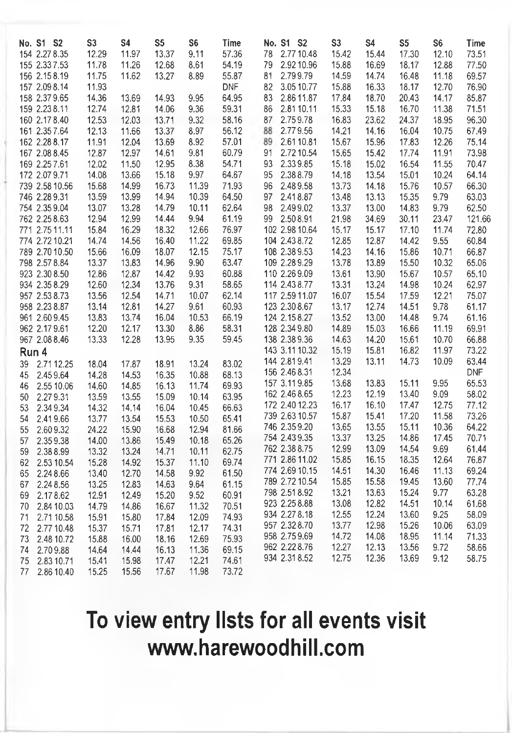| No. | S1 | S2 | S3 | S4 | S5 | S6 | Time |
|---|---|---|---|---|---|---|---|
| 154 | 2.27 | 8.35 | 12.29 | 11.97 | 13.37 | 9.11 | 57.36 |
| 155 | 2.33 | 7.53 | 11.78 | 11.26 | 12.68 | 8.61 | 54.19 |
| 156 | 2.15 | 8.19 | 11.75 | 11.62 | 13.27 | 8.89 | 55.87 |
| 157 | 2.09 | 8.14 | 11.93 | | | | DNF |
| 158 | 2.37 | 9.65 | 14.36 | 13.69 | 14.93 | 9.95 | 64.95 |
| 159 | 2.23 | 8.11 | 12.74 | 12.81 | 14.06 | 9.36 | 59.31 |
| 160 | 2.17 | 8.40 | 12.53 | 12.03 | 13.71 | 9.32 | 58.16 |
| 161 | 2.35 | 7.64 | 12.13 | 11.66 | 13.37 | 8.97 | 56.12 |
| 162 | 2.28 | 8.17 | 11.91 | 12.04 | 13.69 | 8.92 | 57.01 |
| 167 | 2.08 | 8.45 | 12.87 | 12.97 | 14.61 | 9.81 | 60.79 |
| 169 | 2.25 | 7.61 | 12.02 | 11.50 | 12.95 | 8.38 | 54.71 |
| 172 | 2.07 | 9.71 | 14.08 | 13.66 | 15.18 | 9.97 | 64.67 |
| 739 | 2.58 | 10.56 | 15.68 | 14.99 | 16.73 | 11.39 | 71.93 |
| 746 | 2.28 | 9.31 | 13.59 | 13.99 | 14.94 | 10.39 | 64.50 |
| 754 | 2.35 | 9.04 | 13.07 | 13.28 | 14.79 | 10.11 | 62.64 |
| 762 | 2.25 | 8.63 | 12.94 | 12.99 | 14.44 | 9.94 | 61.19 |
| 771 | 2.75 | 11.11 | 15.84 | 16.29 | 18.32 | 12.66 | 76.97 |
| 774 | 2.72 | 10.21 | 14.74 | 14.56 | 16.40 | 11.22 | 69.85 |
| 789 | 2.70 | 10.50 | 15.66 | 16.09 | 18.07 | 12.15 | 75.17 |
| 798 | 2.57 | 8.84 | 13.37 | 13.83 | 14.96 | 9.90 | 63.47 |
| 923 | 2.30 | 8.50 | 12.86 | 12.87 | 14.42 | 9.93 | 60.88 |
| 934 | 2.35 | 8.29 | 12.60 | 12.34 | 13.76 | 9.31 | 58.65 |
| 957 | 2.53 | 8.73 | 13.56 | 12.54 | 14.71 | 10.07 | 62.14 |
| 958 | 2.23 | 8.87 | 13.14 | 12.81 | 14.27 | 9.61 | 60.93 |
| 961 | 2.60 | 9.45 | 13.83 | 13.74 | 16.04 | 10.53 | 66.19 |
| 962 | 2.17 | 9.61 | 12.20 | 12.17 | 13.30 | 8.86 | 58.31 |
| 967 | 2.08 | 8.46 | 13.33 | 12.28 | 13.95 | 9.35 | 59.45 |

## Run 4

| No. | S1 | S2 | S3 | S4 | S5 | S6 | Time |
|---|---|---|---|---|---|---|---|
| 39 | 2.71 | 12.25 | 18.04 | 17.87 | 18.91 | 13.24 | 83.02 |
| 45 | 2.45 | 9.64 | 14.28 | 14.53 | 16.35 | 10.88 | 68.13 |
| 46 | 2.55 | 10.06 | 14.60 | 14.85 | 16.13 | 11.74 | 69.93 |
| 50 | 2.27 | 9.31 | 13.59 | 13.55 | 15.09 | 10.14 | 63.95 |
| 53 | 2.34 | 9.34 | 14.32 | 14.14 | 16.04 | 10.45 | 66.63 |
| 54 | 2.41 | 9.66 | 13.77 | 13.54 | 15.53 | 10.50 | 65.41 |
| 55 | 2.60 | 9.32 | 24.22 | 15.90 | 16.68 | 12.94 | 81.66 |
| 57 | 2.35 | 9.38 | 14.00 | 13.86 | 15.49 | 10.18 | 65.26 |
| 59 | 2.38 | 8.99 | 13.32 | 13.24 | 14.71 | 10.11 | 62.75 |
| 62 | 2.53 | 10.54 | 15.28 | 14.92 | 15.37 | 11.10 | 69.74 |
| 65 | 2.24 | 8.66 | 13.40 | 12.70 | 14.58 | 9.92 | 61.50 |
| 67 | 2.24 | 8.56 | 13.25 | 12.83 | 14.63 | 9.64 | 61.15 |
| 69 | 2.17 | 8.62 | 12.91 | 12.49 | 15.20 | 9.52 | 60.91 |
| 70 | 2.84 | 10.03 | 14.79 | 14.86 | 16.67 | 11.32 | 70.51 |
| 71 | 2.71 | 10.58 | 15.91 | 15.80 | 17.84 | 12.09 | 74.93 |
| 72 | 2.77 | 10.48 | 15.37 | 15.71 | 17.81 | 12.17 | 74.31 |
| 73 | 2.48 | 10.72 | 15.88 | 16.00 | 18.16 | 12.69 | 75.93 |
| 74 | 2.70 | 9.88 | 14.64 | 14.44 | 16.13 | 11.36 | 69.15 |
| 75 | 2.83 | 10.71 | 15.41 | 15.98 | 17.47 | 12.21 | 74.61 |
| 77 | 2.86 | 10.40 | 15.25 | 15.56 | 17.67 | 11.98 | 73.72 |
| 78 | 2.77 | 10.48 | 15.42 | 15.44 | 17.30 | 12.10 | 73.51 |
| 79 | 2.92 | 10.96 | 15.88 | 16.69 | 18.17 | 12.88 | 77.50 |
| 81 | 2.79 | 9.79 | 14.59 | 14.74 | 16.48 | 11.18 | 69.57 |
| 82 | 3.05 | 10.77 | 15.88 | 16.33 | 18.17 | 12.70 | 76.90 |
| 83 | 2.86 | 11.87 | 17.84 | 18.70 | 20.43 | 14.17 | 85.87 |
| 86 | 2.81 | 10.11 | 15.33 | 15.18 | 16.70 | 11.38 | 71.51 |
| 87 | 2.75 | 9.78 | 16.83 | 23.62 | 24.37 | 18.95 | 96.30 |
| 88 | 2.77 | 9.56 | 14.21 | 14.16 | 16.04 | 10.75 | 67.49 |
| 89 | 2.61 | 10.81 | 15.67 | 15.96 | 17.83 | 12.26 | 75.14 |
| 91 | 2.72 | 10.54 | 15.65 | 15.42 | 17.74 | 11.91 | 73.98 |
| 93 | 2.33 | 9.85 | 15.18 | 15.02 | 16.54 | 11.55 | 70.47 |
| 95 | 2.38 | 8.79 | 14.18 | 13.54 | 15.01 | 10.24 | 64.14 |
| 96 | 2.48 | 9.58 | 13.73 | 14.18 | 15.76 | 10.57 | 66.30 |
| 97 | 2.41 | 8.87 | 13.48 | 13.13 | 15.35 | 9.79 | 63.03 |
| 98 | 2.49 | 9.02 | 13.37 | 13.00 | 14.83 | 9.79 | 62.50 |
| 99 | 2.50 | 8.91 | 21.98 | 34.69 | 30.11 | 23.47 | 121.66 |
| 102 | 2.98 | 10.64 | 15.17 | 15.17 | 17.10 | 11.74 | 72.80 |
| 104 | 2.43 | 8.72 | 12.85 | 12.87 | 14.42 | 9.55 | 60.84 |
| 108 | 2.38 | 9.53 | 14.23 | 14.16 | 15.86 | 10.71 | 66.87 |
| 109 | 2.28 | 9.29 | 13.78 | 13.89 | 15.50 | 10.32 | 65.06 |
| 110 | 2.26 | 9.09 | 13.61 | 13.90 | 15.67 | 10.57 | 65.10 |
| 114 | 2.43 | 8.77 | 13.31 | 13.24 | 14.98 | 10.24 | 62.97 |
| 117 | 2.59 | 11.07 | 16.07 | 15.54 | 17.59 | 12.21 | 75.07 |
| 123 | 2.30 | 8.67 | 13.17 | 12.74 | 14.51 | 9.78 | 61.17 |
| 124 | 2.15 | 8.27 | 13.52 | 13.00 | 14.48 | 9.74 | 61.16 |
| 128 | 2.34 | 9.80 | 14.89 | 15.03 | 16.66 | 11.19 | 69.91 |
| 138 | 2.38 | 9.36 | 14.63 | 14.20 | 15.61 | 10.70 | 66.88 |
| 143 | 3.11 | 10.32 | 15.19 | 15.81 | 16.82 | 11.97 | 73.22 |
| 144 | 2.81 | 9.41 | 13.29 | 13.11 | 14.73 | 10.09 | 63.44 |
| 156 | 2.46 | 8.31 | 12.34 | | | | DNF |
| 157 | 3.11 | 9.85 | 13.68 | 13.83 | 15.11 | 9.95 | 65.53 |
| 162 | 2.46 | 8.65 | 12.23 | 12.19 | 13.40 | 9.09 | 58.02 |
| 172 | 2.40 | 12.23 | 16.17 | 16.10 | 17.47 | 12.75 | 77.12 |
| 739 | 2.63 | 10.57 | 15.87 | 15.41 | 17.20 | 11.58 | 73.26 |
| 746 | 2.35 | 9.20 | 13.65 | 13.55 | 15.11 | 10.36 | 64.22 |
| 754 | 2.43 | 9.35 | 13.37 | 13.25 | 14.86 | 17.45 | 70.71 |
| 762 | 2.38 | 8.75 | 12.99 | 13.09 | 14.54 | 9.69 | 61.44 |
| 771 | 2.86 | 11.02 | 15.85 | 16.15 | 18.35 | 12.64 | 76.87 |
| 774 | 2.69 | 10.15 | 14.51 | 14.30 | 16.46 | 11.13 | 69.24 |
| 789 | 2.72 | 10.54 | 15.85 | 15.58 | 19.45 | 13.60 | 77.74 |
| 798 | 2.51 | 8.92 | 13.21 | 13.63 | 15.24 | 9.77 | 63.28 |
| 923 | 2.25 | 8.88 | 13.08 | 12.82 | 14.51 | 10.14 | 61.68 |
| 934 | 2.27 | 8.18 | 12.55 | 12.24 | 13.60 | 9.25 | 58.09 |
| 957 | 2.32 | 8.70 | 13.77 | 12.98 | 15.26 | 10.06 | 63.09 |
| 958 | 2.75 | 9.69 | 14.72 | 14.08 | 18.95 | 11.14 | 71.33 |
| 962 | 2.22 | 8.76 | 12.27 | 12.13 | 13.56 | 9.72 | 58.66 |
| 934 | 2.31 | 8.52 | 12.75 | 12.36 | 13.69 | 9.12 | 58.75 |

# To view entry lists for all events visit www.harewoodhill.com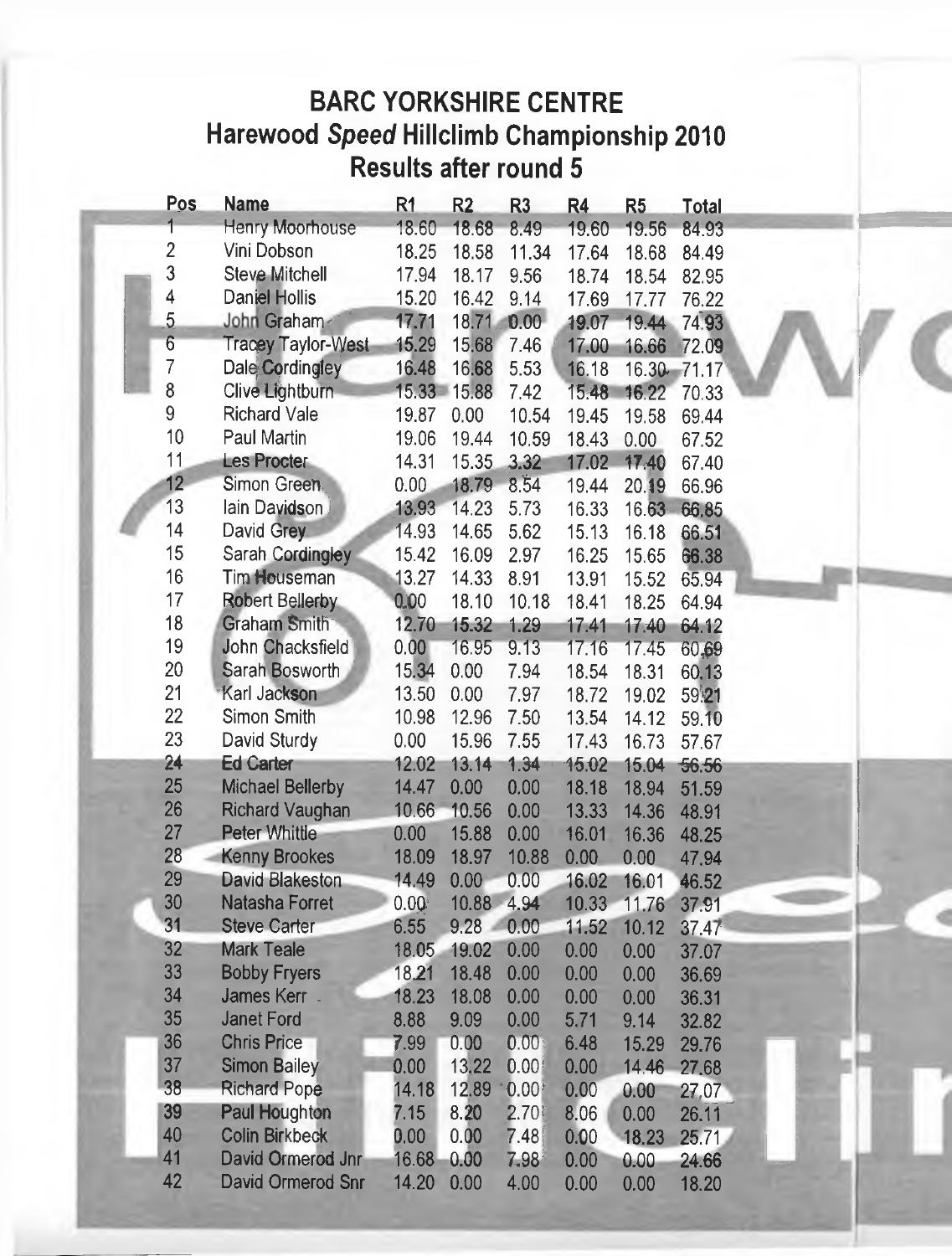## BARC YORKSHIRE CENTRE
## Harewood *Speed* Hillclimb Championship 2010
## Results after round 5

| Pos | Name | R1 | R2 | R3 | R4 | R5 | Total |
|---|---|---|---|---|---|---|---|
| 1 | Henry Moorhouse | 18.60 | 18.68 | 8.49 | 19.60 | 19.56 | 84.93 |
| 2 | Vini Dobson | 18.25 | 18.58 | 11.34 | 17.64 | 18.68 | 84.49 |
| 3 | Steve Mitchell | 17.94 | 18.17 | 9.56 | 18.74 | 18.54 | 82.95 |
| 4 | Daniel Hollis | 15.20 | 16.42 | 9.14 | 17.69 | 17.77 | 76.22 |
| 5 | John Graham | 17.71 | 18.71 | 0.00 | 19.07 | 19.44 | 74.93 |
| 6 | Tracey Taylor-West | 15.29 | 15.68 | 7.46 | 17.00 | 16.66 | 72.09 |
| 7 | Dale Cordingley | 16.48 | 16.68 | 5.53 | 16.18 | 16.30 | 71.17 |
| 8 | Clive Lightburn | 15.33 | 15.88 | 7.42 | 15.48 | 16.22 | 70.33 |
| 9 | Richard Vale | 19.87 | 0.00 | 10.54 | 19.45 | 19.58 | 69.44 |
| 10 | Paul Martin | 19.06 | 19.44 | 10.59 | 18.43 | 0.00 | 67.52 |
| 11 | Les Procter | 14.31 | 15.35 | 3.32 | 17.02 | 17.40 | 67.40 |
| 12 | Simon Green | 0.00 | 18.79 | 8.54 | 19.44 | 20.19 | 66.96 |
| 13 | Iain Davidson | 13.93 | 14.23 | 5.73 | 16.33 | 16.63 | 66.85 |
| 14 | David Grey | 14.93 | 14.65 | 5.62 | 15.13 | 16.18 | 66.51 |
| 15 | Sarah Cordingley | 15.42 | 16.09 | 2.97 | 16.25 | 15.65 | 66.38 |
| 16 | Tim Houseman | 13.27 | 14.33 | 8.91 | 13.91 | 15.52 | 65.94 |
| 17 | Robert Bellerby | 0.00 | 18.10 | 10.18 | 18.41 | 18.25 | 64.94 |
| 18 | Graham Smith | 12.70 | 15.32 | 1.29 | 17.41 | 17.40 | 64.12 |
| 19 | John Chacksfield | 0.00 | 16.95 | 9.13 | 17.16 | 17.45 | 60.69 |
| 20 | Sarah Bosworth | 15.34 | 0.00 | 7.94 | 18.54 | 18.31 | 60.13 |
| 21 | Karl Jackson | 13.50 | 0.00 | 7.97 | 18.72 | 19.02 | 59.21 |
| 22 | Simon Smith | 10.98 | 12.96 | 7.50 | 13.54 | 14.12 | 59.10 |
| 23 | David Sturdy | 0.00 | 15.96 | 7.55 | 17.43 | 16.73 | 57.67 |
| 24 | Ed Carter | 12.02 | 13.14 | 1.34 | 15.02 | 15.04 | 56.56 |
| 25 | Michael Bellerby | 14.47 | 0.00 | 0.00 | 18.18 | 18.94 | 51.59 |
| 26 | Richard Vaughan | 10.66 | 10.56 | 0.00 | 13.33 | 14.36 | 48.91 |
| 27 | Peter Whittle | 0.00 | 15.88 | 0.00 | 16.01 | 16.36 | 48.25 |
| 28 | Kenny Brookes | 18.09 | 18.97 | 10.88 | 0.00 | 0.00 | 47.94 |
| 29 | David Blakeston | 14.49 | 0.00 | 0.00 | 16.02 | 16.01 | 46.52 |
| 30 | Natasha Forret | 0.00 | 10.88 | 4.94 | 10.33 | 11.76 | 37.91 |
| 31 | Steve Carter | 6.55 | 9.28 | 0.00 | 11.52 | 10.12 | 37.47 |
| 32 | Mark Teale | 18.05 | 19.02 | 0.00 | 0.00 | 0.00 | 37.07 |
| 33 | Bobby Fryers | 18.21 | 18.48 | 0.00 | 0.00 | 0.00 | 36.69 |
| 34 | James Kerr | 18.23 | 18.08 | 0.00 | 0.00 | 0.00 | 36.31 |
| 35 | Janet Ford | 8.88 | 9.09 | 0.00 | 5.71 | 9.14 | 32.82 |
| 36 | Chris Price | 7.99 | 0.00 | 0.00 | 6.48 | 15.29 | 29.76 |
| 37 | Simon Bailey | 0.00 | 13.22 | 0.00 | 0.00 | 14.46 | 27.68 |
| 38 | Richard Pope | 14.18 | 12.89 | 0.00 | 0.00 | 0.00 | 27.07 |
| 39 | Paul Houghton | 7.15 | 8.20 | 2.70 | 8.06 | 0.00 | 26.11 |
| 40 | Colin Birkbeck | 0.00 | 0.00 | 7.48 | 0.00 | 18.23 | 25.71 |
| 41 | David Ormerod Jnr | 16.68 | 0.00 | 7.98 | 0.00 | 0.00 | 24.66 |
| 42 | David Ormerod Snr | 14.20 | 0.00 | 4.00 | 0.00 | 0.00 | 18.20 |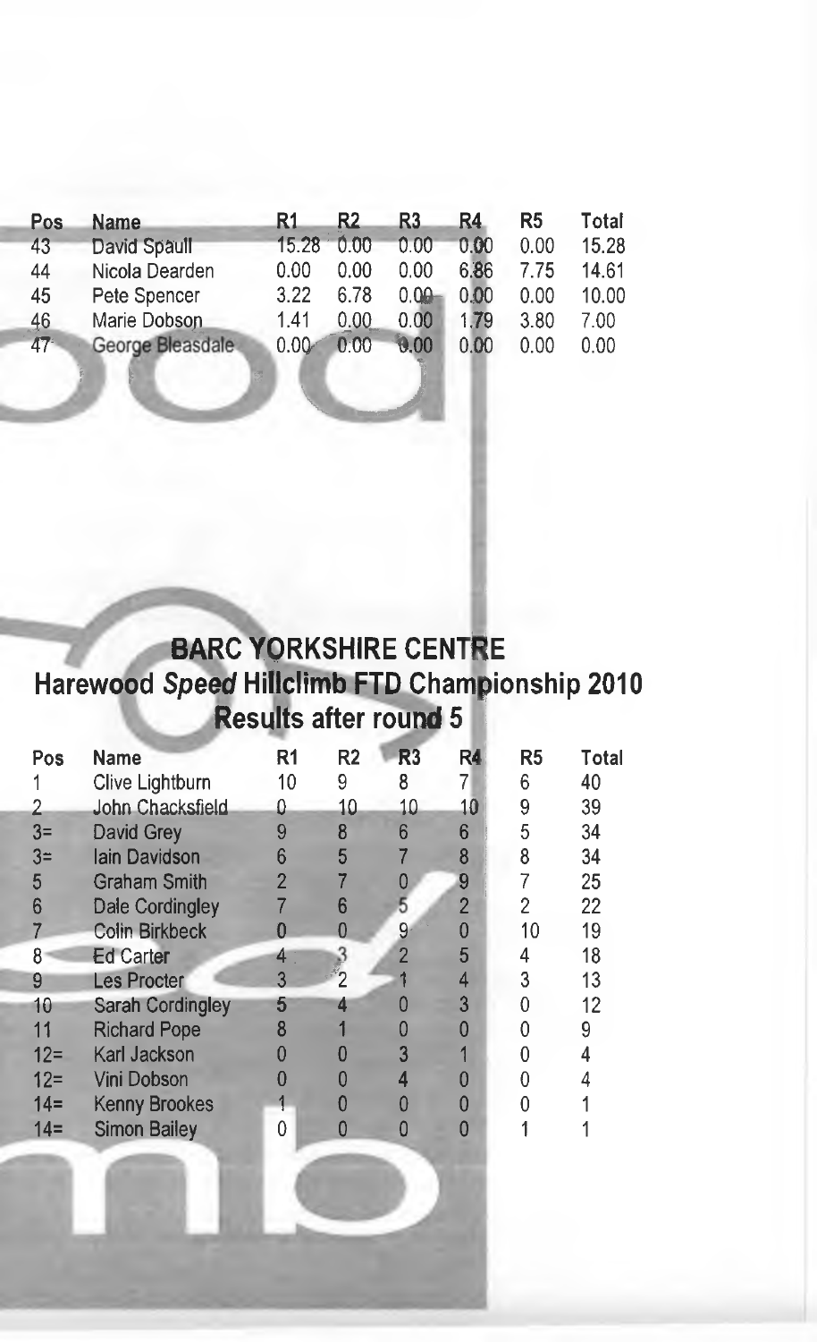| Pos | Name | R1 | R2 | R3 | R4 | R5 | Total |
|---|---|---|---|---|---|---|---|
| 43 | David Spaull | 15.28 | 0.00 | 0.00 | 0.00 | 0.00 | 15.28 |
| 44 | Nicola Dearden | 0.00 | 0.00 | 0.00 | 6.86 | 7.75 | 14.61 |
| 45 | Pete Spencer | 3.22 | 6.78 | 0.00 | 0.00 | 0.00 | 10.00 |
| 46 | Marie Dobson | 1.41 | 0.00 | 0.00 | 1.79 | 3.80 | 7.00 |
| 47 | George Bleasdale | 0.00 | 0.00 | 0.00 | 0.00 | 0.00 | 0.00 |

## BARC YORKSHIRE CENTRE
## Harewood *Speed* Hillclimb FTD Championship 2010
## Results after round 5

| Pos | Name | R1 | R2 | R3 | R4 | R5 | Total |
|---|---|---|---|---|---|---|---|
| 1 | Clive Lightburn | 10 | 9 | 8 | 7 | 6 | 40 |
| 2 | John Chacksfield | 0 | 10 | 10 | 10 | 9 | 39 |
| 3= | David Grey | 9 | 8 | 6 | 6 | 5 | 34 |
| 3= | Iain Davidson | 6 | 5 | 7 | 8 | 8 | 34 |
| 5 | Graham Smith | 2 | 7 | 0 | 9 | 7 | 25 |
| 6 | Dale Cordingley | 7 | 6 | 5 | 2 | 2 | 22 |
| 7 | Colin Birkbeck | 0 | 0 | 9 | 0 | 10 | 19 |
| 8 | Ed Carter | 4 | 3 | 2 | 5 | 4 | 18 |
| 9 | Les Procter | 3 | 2 | 1 | 4 | 3 | 13 |
| 10 | Sarah Cordingley | 5 | 4 | 0 | 3 | 0 | 12 |
| 11 | Richard Pope | 8 | 1 | 0 | 0 | 0 | 9 |
| 12= | Karl Jackson | 0 | 0 | 3 | 1 | 0 | 4 |
| 12= | Vini Dobson | 0 | 0 | 4 | 0 | 0 | 4 |
| 14= | Kenny Brookes | 1 | 0 | 0 | 0 | 0 | 1 |
| 14= | Simon Bailey | 0 | 0 | 0 | 0 | 1 | 1 |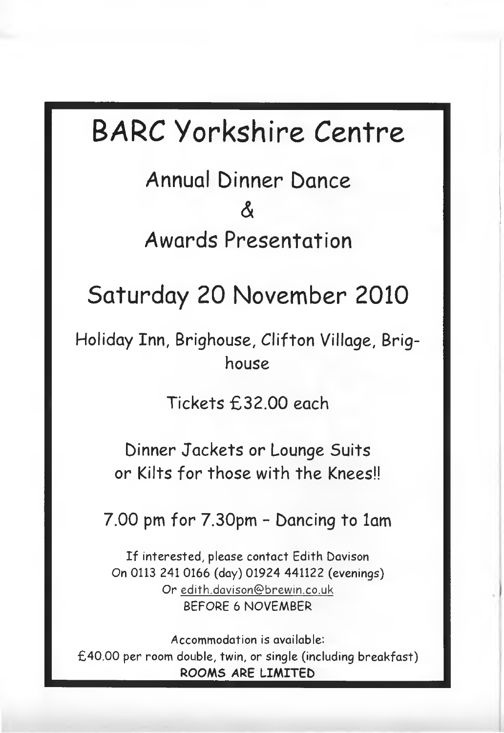# BARC Yorkshire Centre

## Annual Dinner Dance

## &

## Awards Presentation

# Saturday 20 November 2010

Holiday Inn, Brighouse, Clifton Village, Brighouse

Tickets £32.00 each

Dinner Jackets or Lounge Suits
or Kilts for those with the Knees!!

7.00 pm for 7.30pm - Dancing to 1am

If interested, please contact Edith Davison
On 0113 241 0166 (day) 01924 441122 (evenings)
Or edith.davison@brewin.co.uk
BEFORE 6 NOVEMBER

Accommodation is available:
£40.00 per room double, twin, or single (including breakfast)
**ROOMS ARE LIMITED**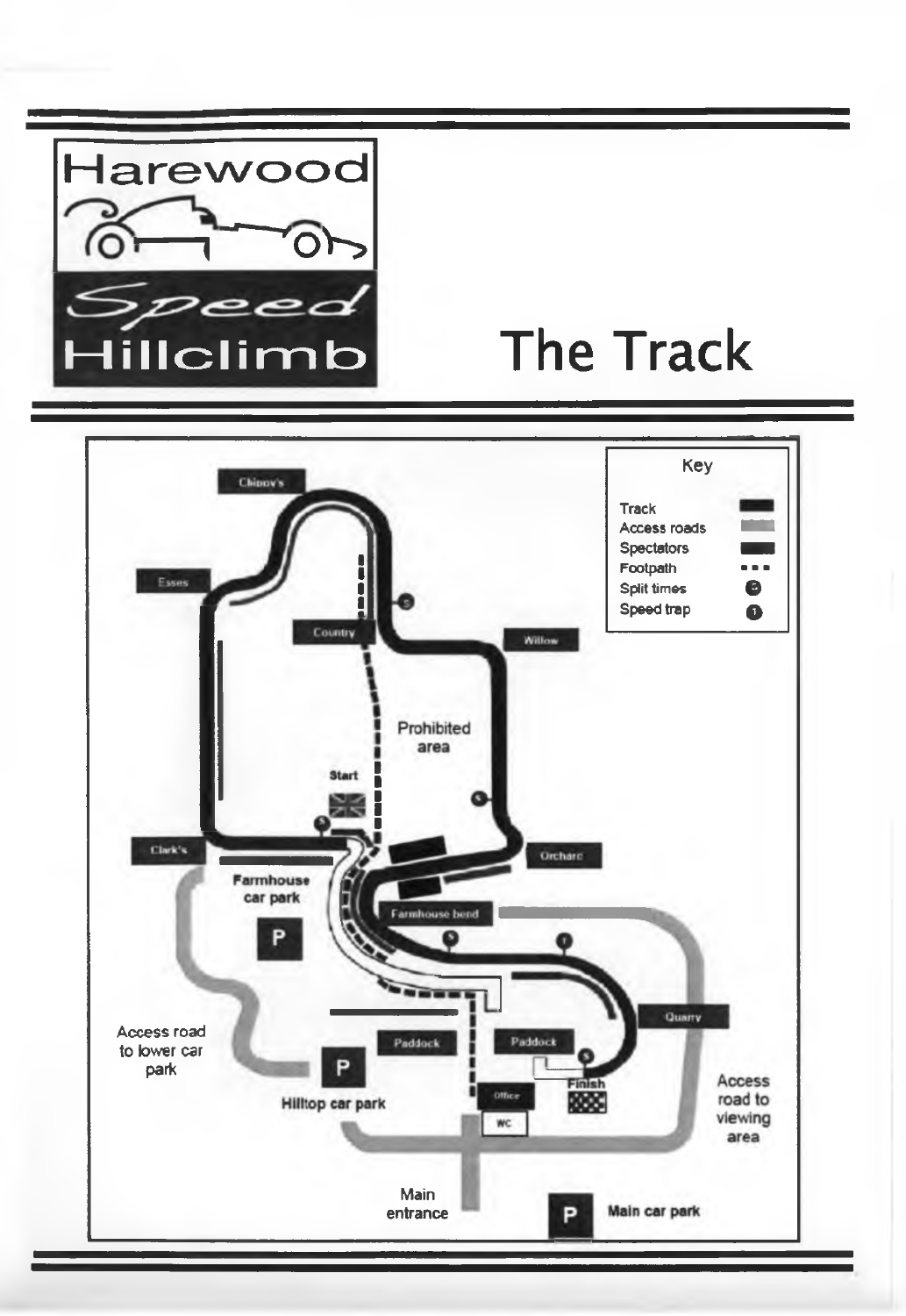# Harewood Speed Hillclimb

# The Track

**Key**

- Track
- Access roads
- Spectators
- Footpath
- Split times
- Speed trap

Chippy's

Esses

Country

Willow

Prohibited area

Start

Clark's

Orchard

Farmhouse car park

Farmhouse bend

Quarry

Access road to lower car park

Paddock

Paddock

Finish

Office

WC

Hilltop car park

Access road to viewing area

Main entrance

Main car park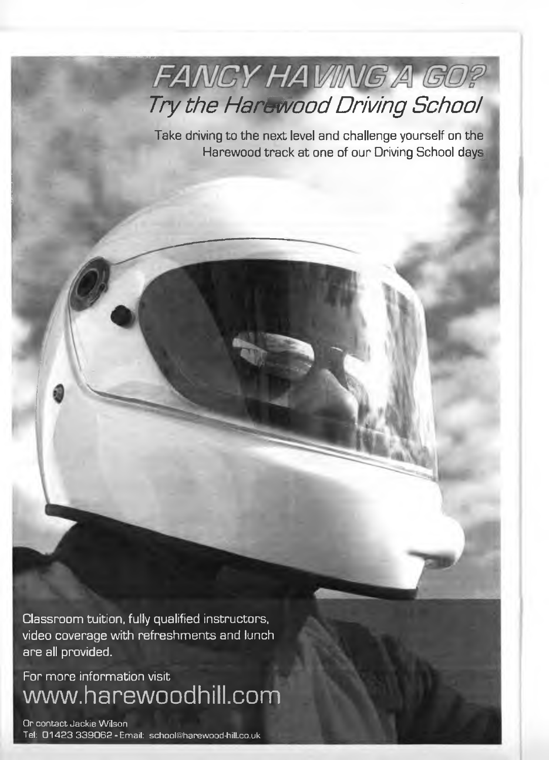# FANCY HAVING A GO?

## *Try the Harewood Driving School*

Take driving to the next level and challenge yourself on the Harewood track at one of our Driving School days

Classroom tuition, fully qualified instructors, video coverage with refreshments and lunch are all provided.

For more information visit

## www.harewoodhill.com

Or contact Jackie Wilson
Tel: 01423 339062 - Email: school@harewood-hill.co.uk